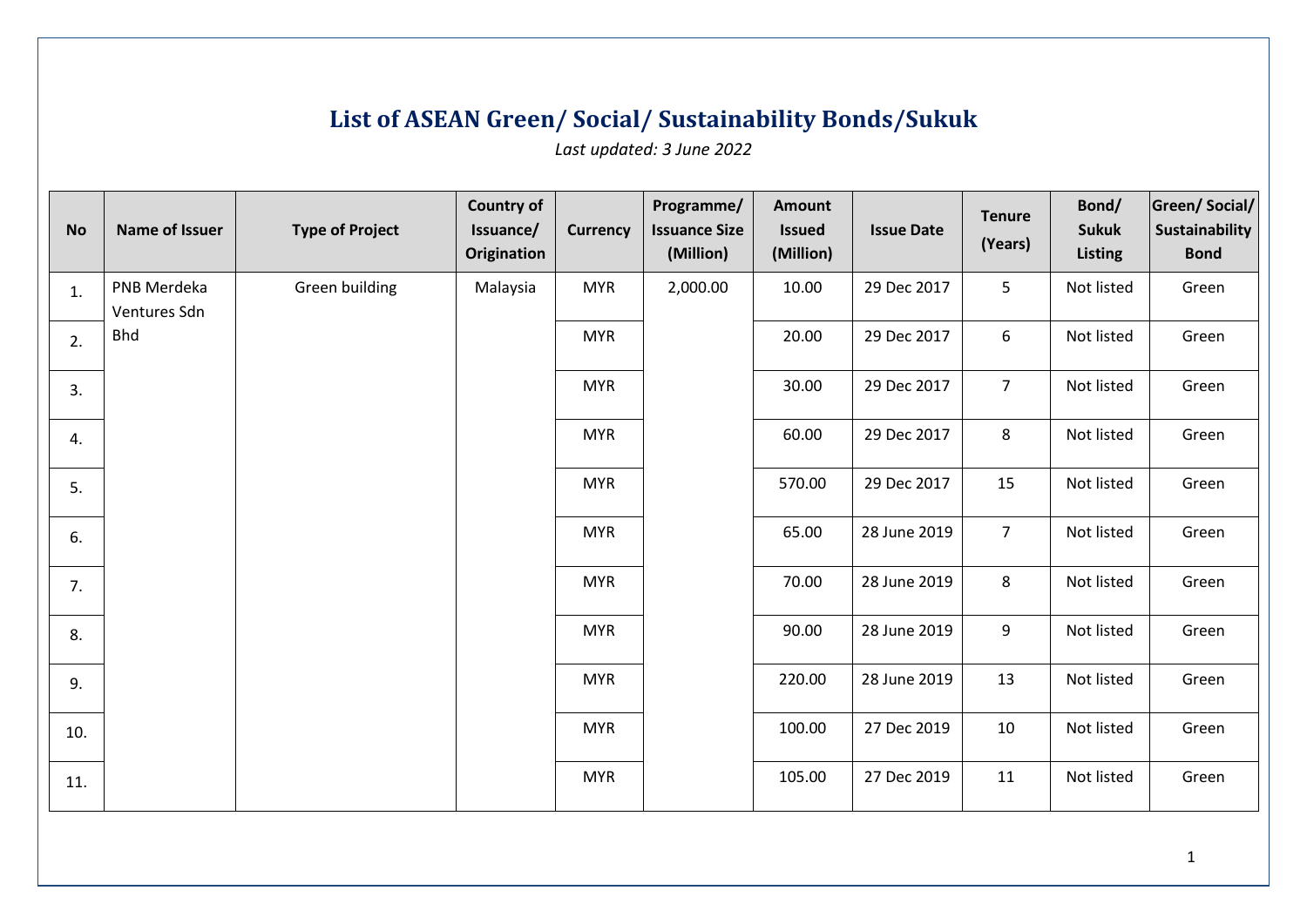# List of ASEAN Green/ Social/ Sustainability Bonds/Sukuk

*Last updated: 3 June 2022*

| No | Name of Issuer | Type of Project | Country of Issuance/ Origination | Currency | Programme/ Issuance Size (Million) | Amount Issued (Million) | Issue Date | Tenure (Years) | Bond/ Sukuk Listing | Green/ Social/ Sustainability Bond |
|---|---|---|---|---|---|---|---|---|---|---|
| 1. | PNB Merdeka Ventures Sdn Bhd | Green building | Malaysia | MYR | 2,000.00 | 10.00 | 29 Dec 2017 | 5 | Not listed | Green |
| 2. | | | | MYR | | 20.00 | 29 Dec 2017 | 6 | Not listed | Green |
| 3. | | | | MYR | | 30.00 | 29 Dec 2017 | 7 | Not listed | Green |
| 4. | | | | MYR | | 60.00 | 29 Dec 2017 | 8 | Not listed | Green |
| 5. | | | | MYR | | 570.00 | 29 Dec 2017 | 15 | Not listed | Green |
| 6. | | | | MYR | | 65.00 | 28 June 2019 | 7 | Not listed | Green |
| 7. | | | | MYR | | 70.00 | 28 June 2019 | 8 | Not listed | Green |
| 8. | | | | MYR | | 90.00 | 28 June 2019 | 9 | Not listed | Green |
| 9. | | | | MYR | | 220.00 | 28 June 2019 | 13 | Not listed | Green |
| 10. | | | | MYR | | 100.00 | 27 Dec 2019 | 10 | Not listed | Green |
| 11. | | | | MYR | | 105.00 | 27 Dec 2019 | 11 | Not listed | Green |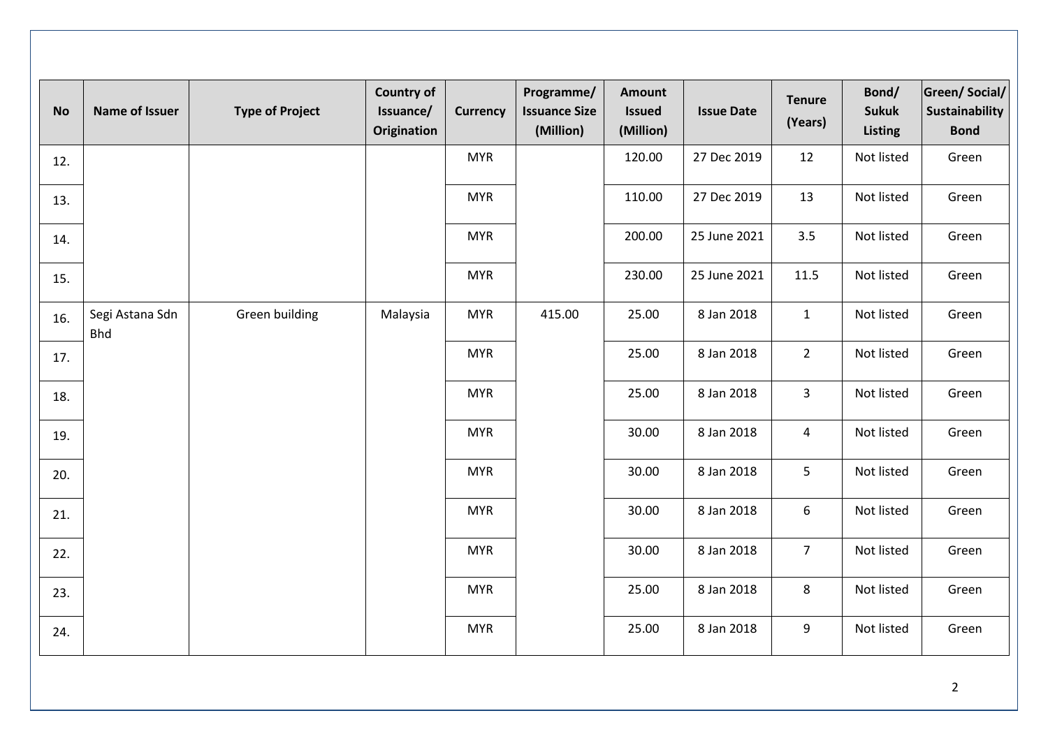| No | Name of Issuer | Type of Project | Country of Issuance/ Origination | Currency | Programme/ Issuance Size (Million) | Amount Issued (Million) | Issue Date | Tenure (Years) | Bond/ Sukuk Listing | Green/ Social/ Sustainability Bond |
|---|---|---|---|---|---|---|---|---|---|---|
| 12. | | | | MYR | | 120.00 | 27 Dec 2019 | 12 | Not listed | Green |
| 13. | | | | MYR | | 110.00 | 27 Dec 2019 | 13 | Not listed | Green |
| 14. | | | | MYR | | 200.00 | 25 June 2021 | 3.5 | Not listed | Green |
| 15. | | | | MYR | | 230.00 | 25 June 2021 | 11.5 | Not listed | Green |
| 16. | Segi Astana Sdn Bhd | Green building | Malaysia | MYR | 415.00 | 25.00 | 8 Jan 2018 | 1 | Not listed | Green |
| 17. | | | | MYR | | 25.00 | 8 Jan 2018 | 2 | Not listed | Green |
| 18. | | | | MYR | | 25.00 | 8 Jan 2018 | 3 | Not listed | Green |
| 19. | | | | MYR | | 30.00 | 8 Jan 2018 | 4 | Not listed | Green |
| 20. | | | | MYR | | 30.00 | 8 Jan 2018 | 5 | Not listed | Green |
| 21. | | | | MYR | | 30.00 | 8 Jan 2018 | 6 | Not listed | Green |
| 22. | | | | MYR | | 30.00 | 8 Jan 2018 | 7 | Not listed | Green |
| 23. | | | | MYR | | 25.00 | 8 Jan 2018 | 8 | Not listed | Green |
| 24. | | | | MYR | | 25.00 | 8 Jan 2018 | 9 | Not listed | Green |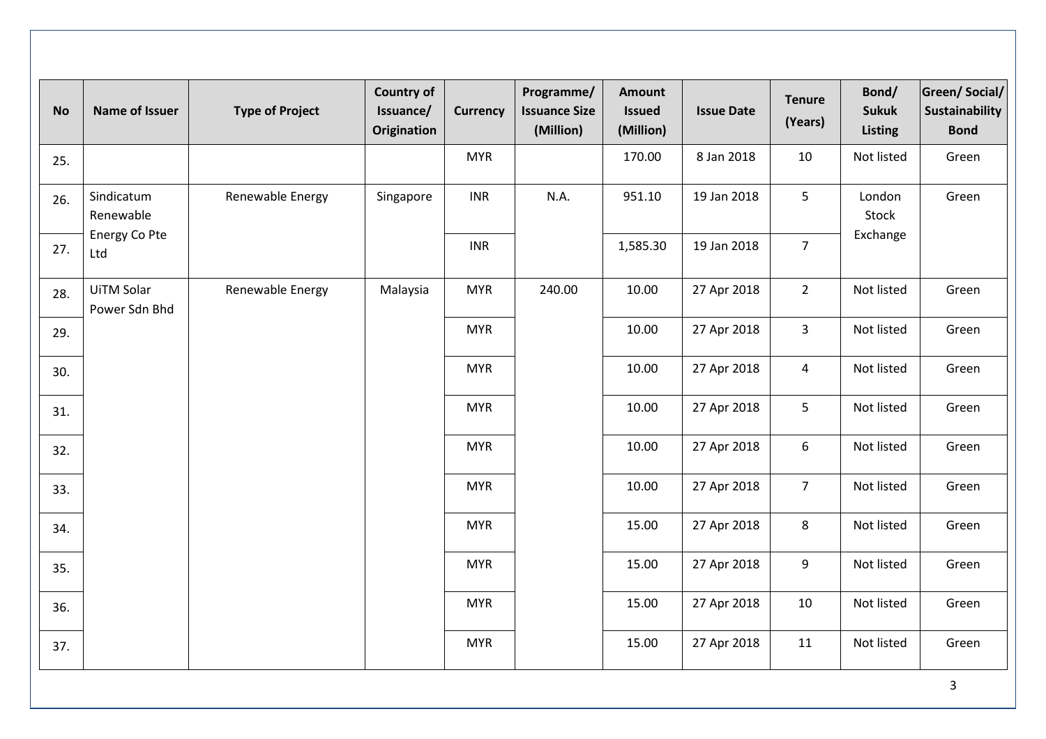| No | Name of Issuer | Type of Project | Country of Issuance/ Origination | Currency | Programme/ Issuance Size (Million) | Amount Issued (Million) | Issue Date | Tenure (Years) | Bond/ Sukuk Listing | Green/ Social/ Sustainability Bond |
|---|---|---|---|---|---|---|---|---|---|---|
| 25. | | | | MYR | | 170.00 | 8 Jan 2018 | 10 | Not listed | Green |
| 26. | Sindicatum Renewable Energy Co Pte Ltd | Renewable Energy | Singapore | INR | N.A. | 951.10 | 19 Jan 2018 | 5 | London Stock Exchange | Green |
| 27. | | | | INR | | 1,585.30 | 19 Jan 2018 | 7 | | |
| 28. | UiTM Solar Power Sdn Bhd | Renewable Energy | Malaysia | MYR | 240.00 | 10.00 | 27 Apr 2018 | 2 | Not listed | Green |
| 29. | | | | MYR | | 10.00 | 27 Apr 2018 | 3 | Not listed | Green |
| 30. | | | | MYR | | 10.00 | 27 Apr 2018 | 4 | Not listed | Green |
| 31. | | | | MYR | | 10.00 | 27 Apr 2018 | 5 | Not listed | Green |
| 32. | | | | MYR | | 10.00 | 27 Apr 2018 | 6 | Not listed | Green |
| 33. | | | | MYR | | 10.00 | 27 Apr 2018 | 7 | Not listed | Green |
| 34. | | | | MYR | | 15.00 | 27 Apr 2018 | 8 | Not listed | Green |
| 35. | | | | MYR | | 15.00 | 27 Apr 2018 | 9 | Not listed | Green |
| 36. | | | | MYR | | 15.00 | 27 Apr 2018 | 10 | Not listed | Green |
| 37. | | | | MYR | | 15.00 | 27 Apr 2018 | 11 | Not listed | Green |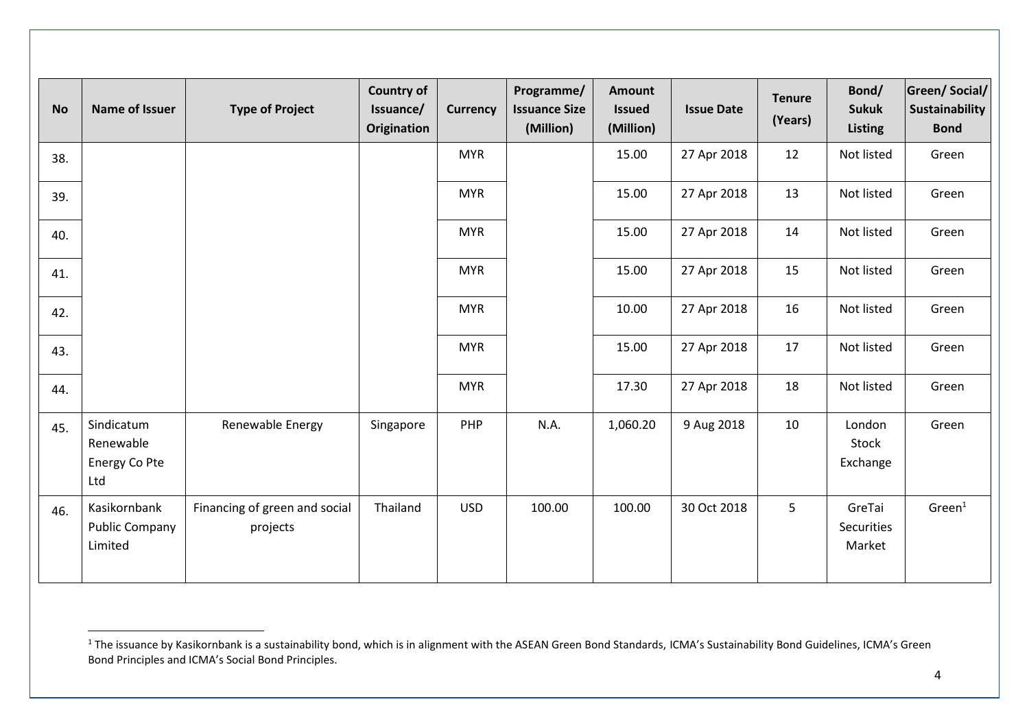| No | Name of Issuer | Type of Project | Country of Issuance/ Origination | Currency | Programme/ Issuance Size (Million) | Amount Issued (Million) | Issue Date | Tenure (Years) | Bond/ Sukuk Listing | Green/ Social/ Sustainability Bond |
|---|---|---|---|---|---|---|---|---|---|---|
| 38. | | | | MYR | | 15.00 | 27 Apr 2018 | 12 | Not listed | Green |
| 39. | | | | MYR | | 15.00 | 27 Apr 2018 | 13 | Not listed | Green |
| 40. | | | | MYR | | 15.00 | 27 Apr 2018 | 14 | Not listed | Green |
| 41. | | | | MYR | | 15.00 | 27 Apr 2018 | 15 | Not listed | Green |
| 42. | | | | MYR | | 10.00 | 27 Apr 2018 | 16 | Not listed | Green |
| 43. | | | | MYR | | 15.00 | 27 Apr 2018 | 17 | Not listed | Green |
| 44. | | | | MYR | | 17.30 | 27 Apr 2018 | 18 | Not listed | Green |
| 45. | Sindicatum Renewable Energy Co Pte Ltd | Renewable Energy | Singapore | PHP | N.A. | 1,060.20 | 9 Aug 2018 | 10 | London Stock Exchange | Green |
| 46. | Kasikornbank Public Company Limited | Financing of green and social projects | Thailand | USD | 100.00 | 100.00 | 30 Oct 2018 | 5 | GreTai Securities Market | Green[1] |

[1] The issuance by Kasikornbank is a sustainability bond, which is in alignment with the ASEAN Green Bond Standards, ICMA's Sustainability Bond Guidelines, ICMA's Green Bond Principles and ICMA's Social Bond Principles.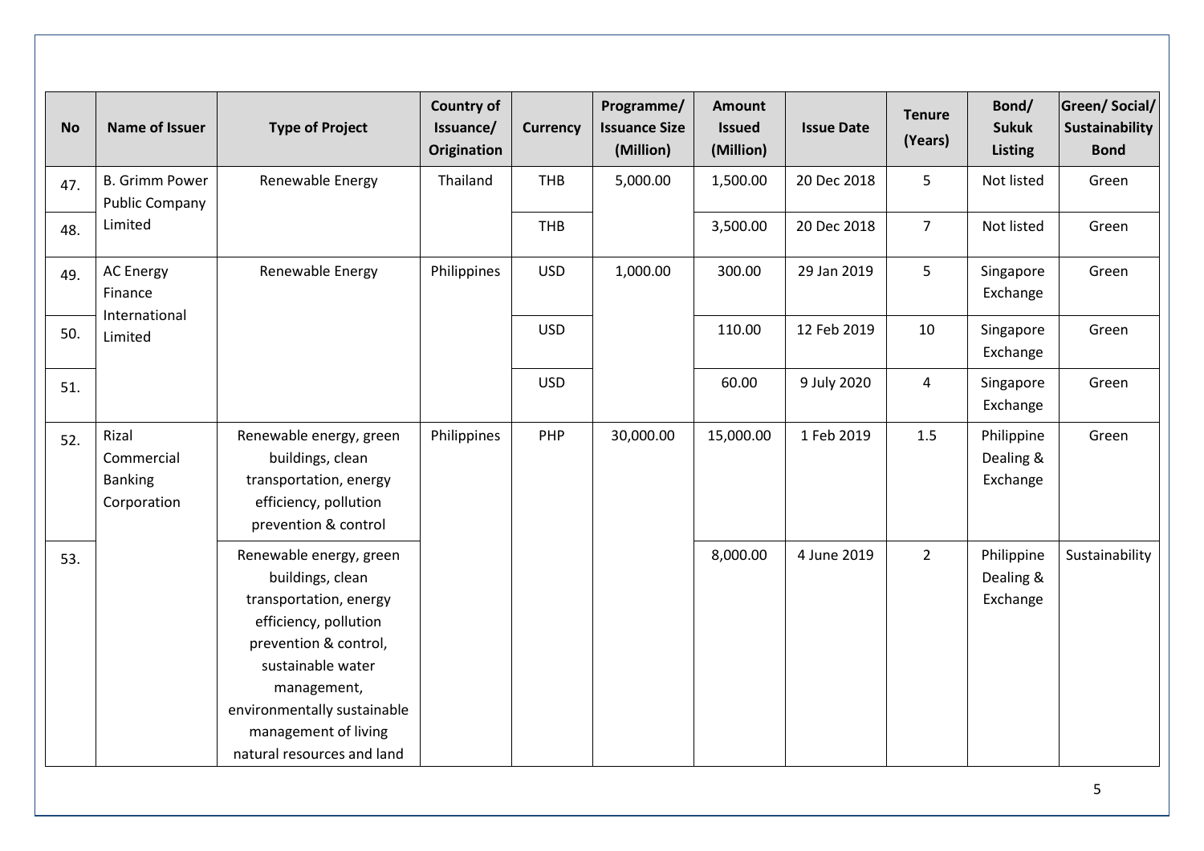| No | Name of Issuer | Type of Project | Country of Issuance/ Origination | Currency | Programme/ Issuance Size (Million) | Amount Issued (Million) | Issue Date | Tenure (Years) | Bond/ Sukuk Listing | Green/ Social/ Sustainability Bond |
|---|---|---|---|---|---|---|---|---|---|---|
| 47. | B. Grimm Power Public Company Limited | Renewable Energy | Thailand | THB | 5,000.00 | 1,500.00 | 20 Dec 2018 | 5 | Not listed | Green |
| 48. | | | | THB | | 3,500.00 | 20 Dec 2018 | 7 | Not listed | Green |
| 49. | AC Energy Finance International Limited | Renewable Energy | Philippines | USD | 1,000.00 | 300.00 | 29 Jan 2019 | 5 | Singapore Exchange | Green |
| 50. | | | | USD | | 110.00 | 12 Feb 2019 | 10 | Singapore Exchange | Green |
| 51. | | | | USD | | 60.00 | 9 July 2020 | 4 | Singapore Exchange | Green |
| 52. | Rizal Commercial Banking Corporation | Renewable energy, green buildings, clean transportation, energy efficiency, pollution prevention & control | Philippines | PHP | 30,000.00 | 15,000.00 | 1 Feb 2019 | 1.5 | Philippine Dealing & Exchange | Green |
| 53. | | Renewable energy, green buildings, clean transportation, energy efficiency, pollution prevention & control, sustainable water management, environmentally sustainable management of living natural resources and land | | | | 8,000.00 | 4 June 2019 | 2 | Philippine Dealing & Exchange | Sustainability |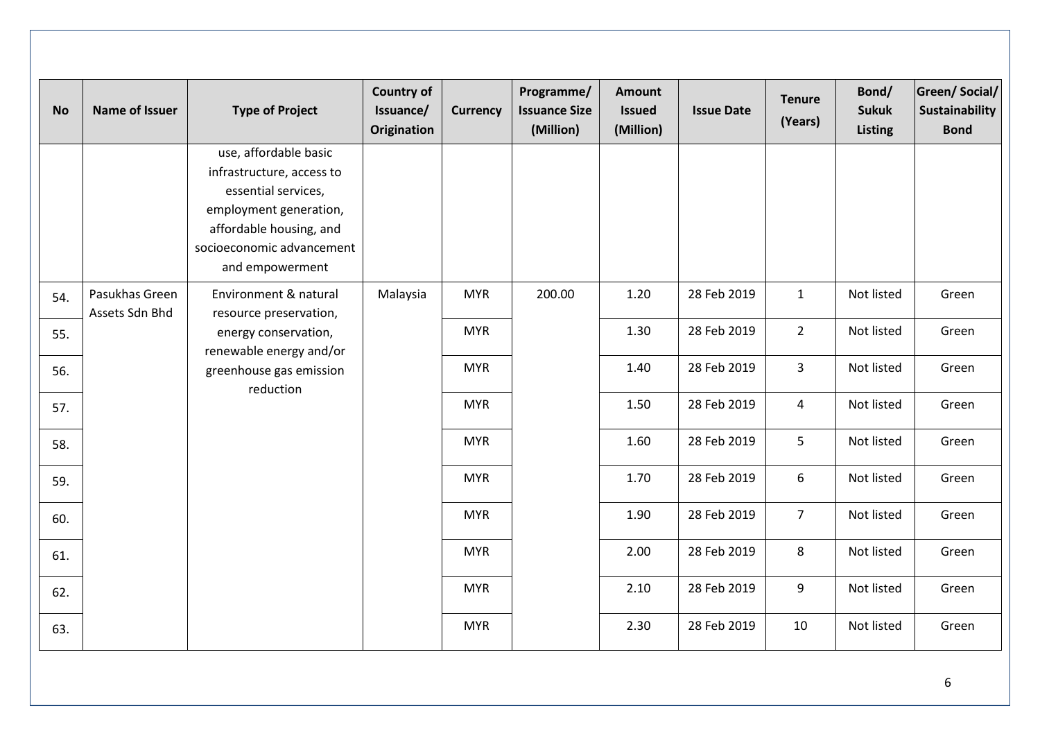| No | Name of Issuer | Type of Project | Country of Issuance/ Origination | Currency | Programme/ Issuance Size (Million) | Amount Issued (Million) | Issue Date | Tenure (Years) | Bond/ Sukuk Listing | Green/ Social/ Sustainability Bond |
|---|---|---|---|---|---|---|---|---|---|---|
| | | use, affordable basic infrastructure, access to essential services, employment generation, affordable housing, and socioeconomic advancement and empowerment | | | | | | | | |
| 54. | Pasukhas Green Assets Sdn Bhd | Environment & natural resource preservation, energy conservation, renewable energy and/or greenhouse gas emission reduction | Malaysia | MYR | 200.00 | 1.20 | 28 Feb 2019 | 1 | Not listed | Green |
| 55. | | | | MYR | | 1.30 | 28 Feb 2019 | 2 | Not listed | Green |
| 56. | | | | MYR | | 1.40 | 28 Feb 2019 | 3 | Not listed | Green |
| 57. | | | | MYR | | 1.50 | 28 Feb 2019 | 4 | Not listed | Green |
| 58. | | | | MYR | | 1.60 | 28 Feb 2019 | 5 | Not listed | Green |
| 59. | | | | MYR | | 1.70 | 28 Feb 2019 | 6 | Not listed | Green |
| 60. | | | | MYR | | 1.90 | 28 Feb 2019 | 7 | Not listed | Green |
| 61. | | | | MYR | | 2.00 | 28 Feb 2019 | 8 | Not listed | Green |
| 62. | | | | MYR | | 2.10 | 28 Feb 2019 | 9 | Not listed | Green |
| 63. | | | | MYR | | 2.30 | 28 Feb 2019 | 10 | Not listed | Green |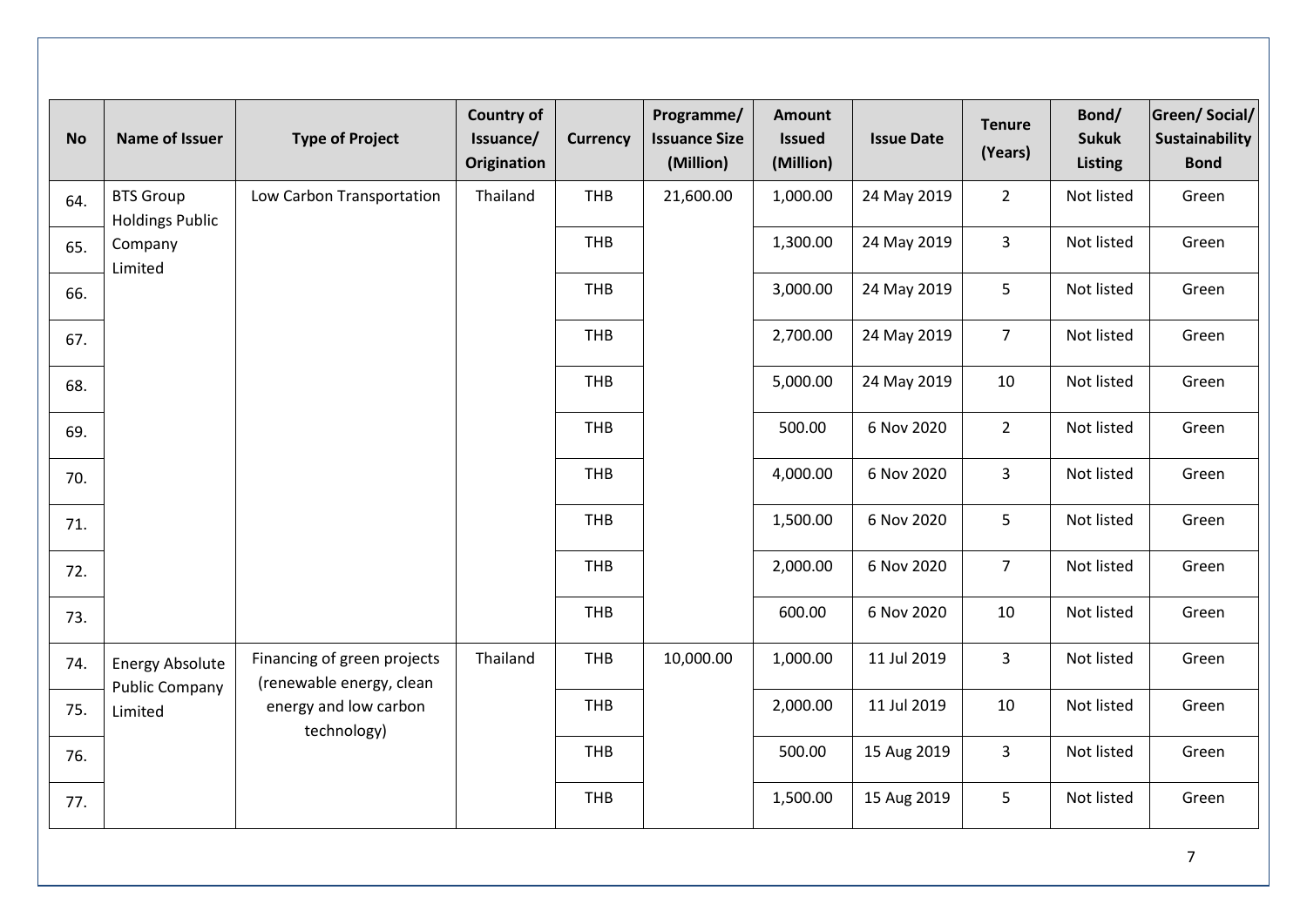| No | Name of Issuer | Type of Project | Country of Issuance/ Origination | Currency | Programme/ Issuance Size (Million) | Amount Issued (Million) | Issue Date | Tenure (Years) | Bond/ Sukuk Listing | Green/ Social/ Sustainability Bond |
|---|---|---|---|---|---|---|---|---|---|---|
| 64. | BTS Group Holdings Public Company Limited | Low Carbon Transportation | Thailand | THB | 21,600.00 | 1,000.00 | 24 May 2019 | 2 | Not listed | Green |
| 65. | | | | THB | | 1,300.00 | 24 May 2019 | 3 | Not listed | Green |
| 66. | | | | THB | | 3,000.00 | 24 May 2019 | 5 | Not listed | Green |
| 67. | | | | THB | | 2,700.00 | 24 May 2019 | 7 | Not listed | Green |
| 68. | | | | THB | | 5,000.00 | 24 May 2019 | 10 | Not listed | Green |
| 69. | | | | THB | | 500.00 | 6 Nov 2020 | 2 | Not listed | Green |
| 70. | | | | THB | | 4,000.00 | 6 Nov 2020 | 3 | Not listed | Green |
| 71. | | | | THB | | 1,500.00 | 6 Nov 2020 | 5 | Not listed | Green |
| 72. | | | | THB | | 2,000.00 | 6 Nov 2020 | 7 | Not listed | Green |
| 73. | | | | THB | | 600.00 | 6 Nov 2020 | 10 | Not listed | Green |
| 74. | Energy Absolute Public Company Limited | Financing of green projects (renewable energy, clean energy and low carbon technology) | Thailand | THB | 10,000.00 | 1,000.00 | 11 Jul 2019 | 3 | Not listed | Green |
| 75. | | | | THB | | 2,000.00 | 11 Jul 2019 | 10 | Not listed | Green |
| 76. | | | | THB | | 500.00 | 15 Aug 2019 | 3 | Not listed | Green |
| 77. | | | | THB | | 1,500.00 | 15 Aug 2019 | 5 | Not listed | Green |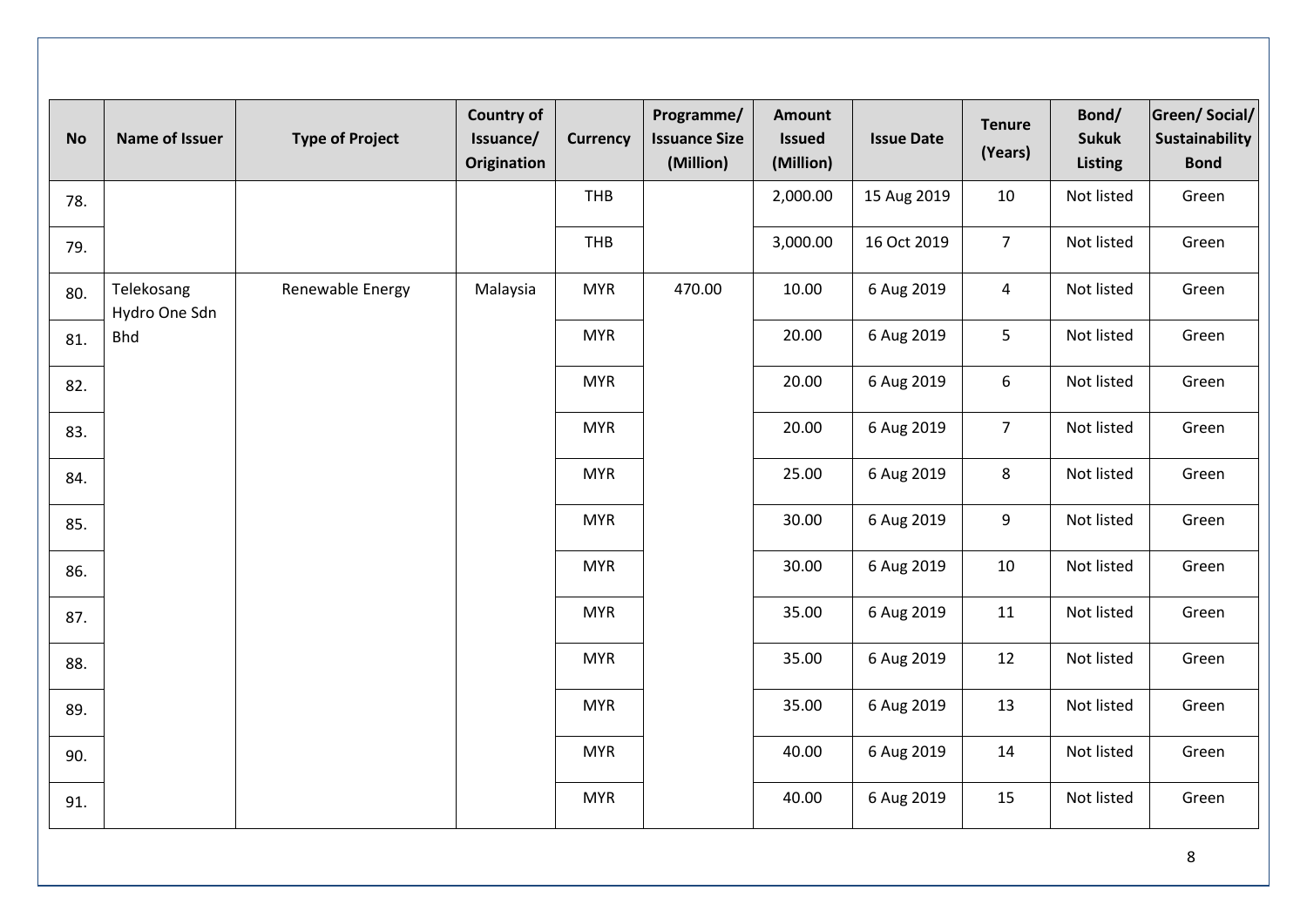| No | Name of Issuer | Type of Project | Country of Issuance/ Origination | Currency | Programme/ Issuance Size (Million) | Amount Issued (Million) | Issue Date | Tenure (Years) | Bond/ Sukuk Listing | Green/ Social/ Sustainability Bond |
|---|---|---|---|---|---|---|---|---|---|---|
| 78. | | | | THB | | 2,000.00 | 15 Aug 2019 | 10 | Not listed | Green |
| 79. | | | | THB | | 3,000.00 | 16 Oct 2019 | 7 | Not listed | Green |
| 80. | Telekosang Hydro One Sdn Bhd | Renewable Energy | Malaysia | MYR | 470.00 | 10.00 | 6 Aug 2019 | 4 | Not listed | Green |
| 81. | | | | MYR | | 20.00 | 6 Aug 2019 | 5 | Not listed | Green |
| 82. | | | | MYR | | 20.00 | 6 Aug 2019 | 6 | Not listed | Green |
| 83. | | | | MYR | | 20.00 | 6 Aug 2019 | 7 | Not listed | Green |
| 84. | | | | MYR | | 25.00 | 6 Aug 2019 | 8 | Not listed | Green |
| 85. | | | | MYR | | 30.00 | 6 Aug 2019 | 9 | Not listed | Green |
| 86. | | | | MYR | | 30.00 | 6 Aug 2019 | 10 | Not listed | Green |
| 87. | | | | MYR | | 35.00 | 6 Aug 2019 | 11 | Not listed | Green |
| 88. | | | | MYR | | 35.00 | 6 Aug 2019 | 12 | Not listed | Green |
| 89. | | | | MYR | | 35.00 | 6 Aug 2019 | 13 | Not listed | Green |
| 90. | | | | MYR | | 40.00 | 6 Aug 2019 | 14 | Not listed | Green |
| 91. | | | | MYR | | 40.00 | 6 Aug 2019 | 15 | Not listed | Green |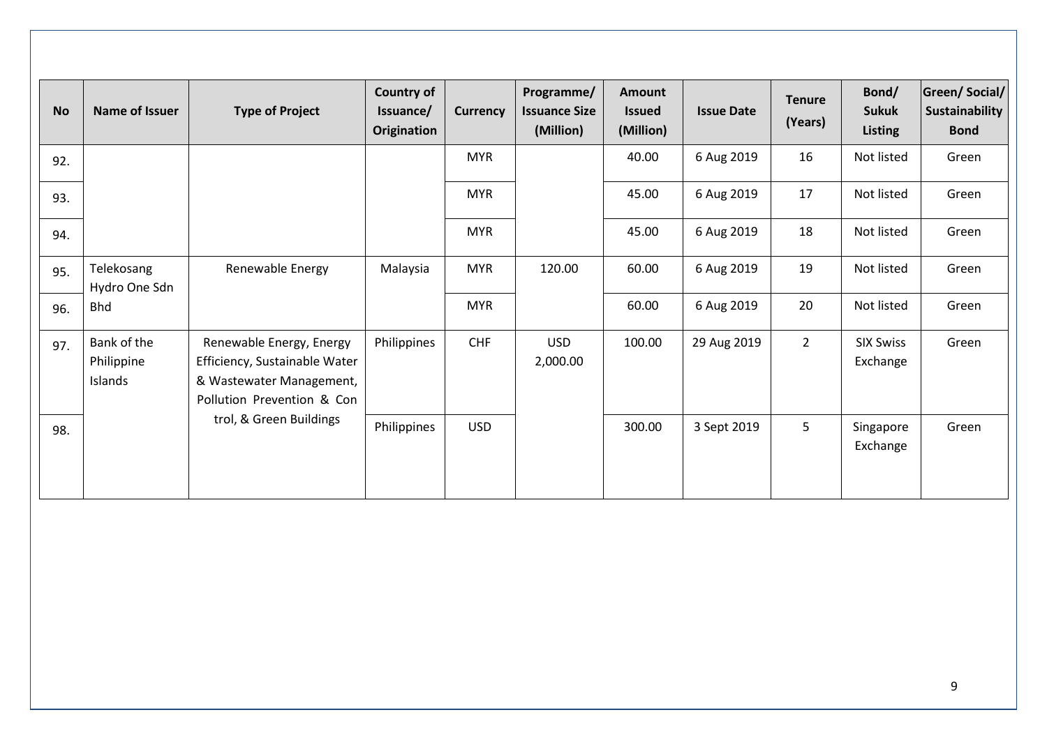| No | Name of Issuer | Type of Project | Country of Issuance/ Origination | Currency | Programme/ Issuance Size (Million) | Amount Issued (Million) | Issue Date | Tenure (Years) | Bond/ Sukuk Listing | Green/ Social/ Sustainability Bond |
|---|---|---|---|---|---|---|---|---|---|---|
| 92. | | | | MYR | | 40.00 | 6 Aug 2019 | 16 | Not listed | Green |
| 93. | | | | MYR | | 45.00 | 6 Aug 2019 | 17 | Not listed | Green |
| 94. | | | | MYR | | 45.00 | 6 Aug 2019 | 18 | Not listed | Green |
| 95. | Telekosang Hydro One Sdn Bhd | Renewable Energy | Malaysia | MYR | 120.00 | 60.00 | 6 Aug 2019 | 19 | Not listed | Green |
| 96. | | | | MYR | | 60.00 | 6 Aug 2019 | 20 | Not listed | Green |
| 97. | Bank of the Philippine Islands | Renewable Energy, Energy Efficiency, Sustainable Water & Wastewater Management, Pollution Prevention & Control, & Green Buildings | Philippines | CHF | USD 2,000.00 | 100.00 | 29 Aug 2019 | 2 | SIX Swiss Exchange | Green |
| 98. | | | Philippines | USD | | 300.00 | 3 Sept 2019 | 5 | Singapore Exchange | Green |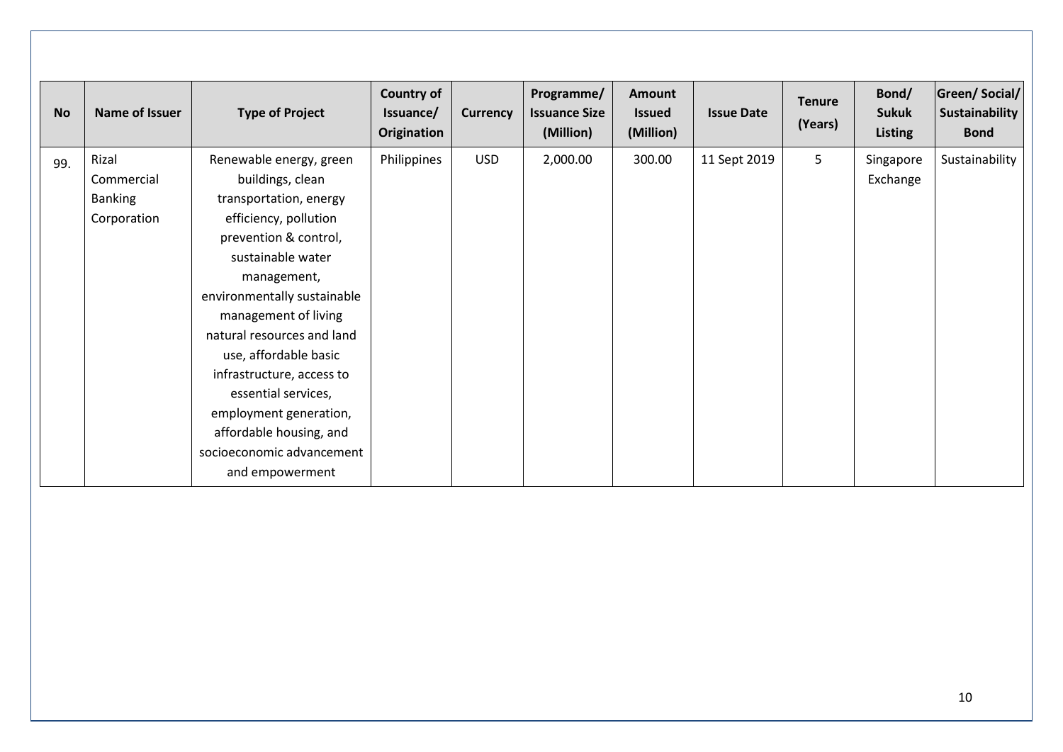| No | Name of Issuer | Type of Project | Country of Issuance/ Origination | Currency | Programme/ Issuance Size (Million) | Amount Issued (Million) | Issue Date | Tenure (Years) | Bond/ Sukuk Listing | Green/ Social/ Sustainability Bond |
|---|---|---|---|---|---|---|---|---|---|---|
| 99. | Rizal Commercial Banking Corporation | Renewable energy, green buildings, clean transportation, energy efficiency, pollution prevention & control, sustainable water management, environmentally sustainable management of living natural resources and land use, affordable basic infrastructure, access to essential services, employment generation, affordable housing, and socioeconomic advancement and empowerment | Philippines | USD | 2,000.00 | 300.00 | 11 Sept 2019 | 5 | Singapore Exchange | Sustainability |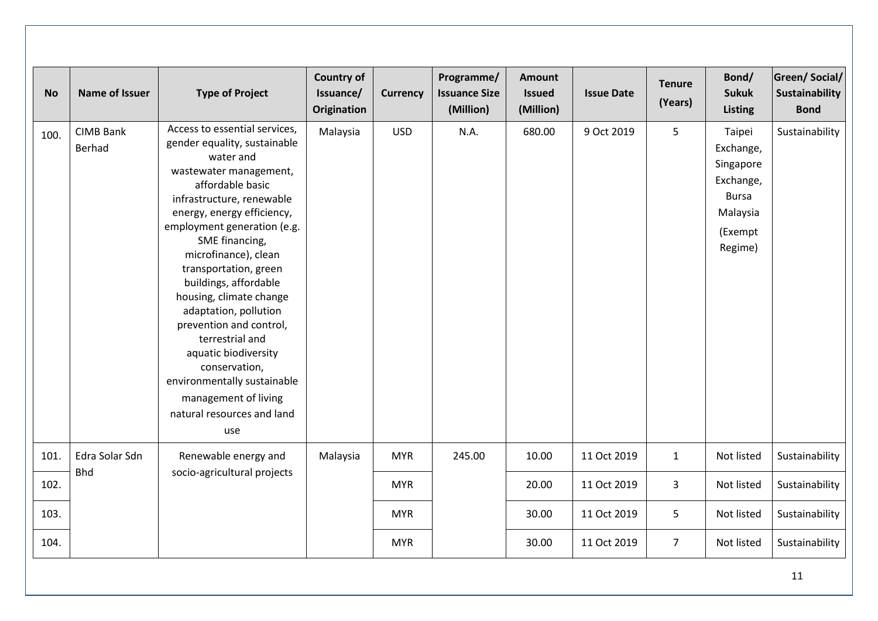| No | Name of Issuer | Type of Project | Country of Issuance/ Origination | Currency | Programme/ Issuance Size (Million) | Amount Issued (Million) | Issue Date | Tenure (Years) | Bond/ Sukuk Listing | Green/ Social/ Sustainability Bond |
|---|---|---|---|---|---|---|---|---|---|---|
| 100. | CIMB Bank Berhad | Access to essential services, gender equality, sustainable water and wastewater management, affordable basic infrastructure, renewable energy, energy efficiency, employment generation (e.g. SME financing, microfinance), clean transportation, green buildings, affordable housing, climate change adaptation, pollution prevention and control, terrestrial and aquatic biodiversity conservation, environmentally sustainable management of living natural resources and land use | Malaysia | USD | N.A. | 680.00 | 9 Oct 2019 | 5 | Taipei Exchange, Singapore Exchange, Bursa Malaysia (Exempt Regime) | Sustainability |
| 101. | Edra Solar Sdn Bhd | Renewable energy and socio-agricultural projects | Malaysia | MYR | 245.00 | 10.00 | 11 Oct 2019 | 1 | Not listed | Sustainability |
| 102. | | | | MYR | | 20.00 | 11 Oct 2019 | 3 | Not listed | Sustainability |
| 103. | | | | MYR | | 30.00 | 11 Oct 2019 | 5 | Not listed | Sustainability |
| 104. | | | | MYR | | 30.00 | 11 Oct 2019 | 7 | Not listed | Sustainability |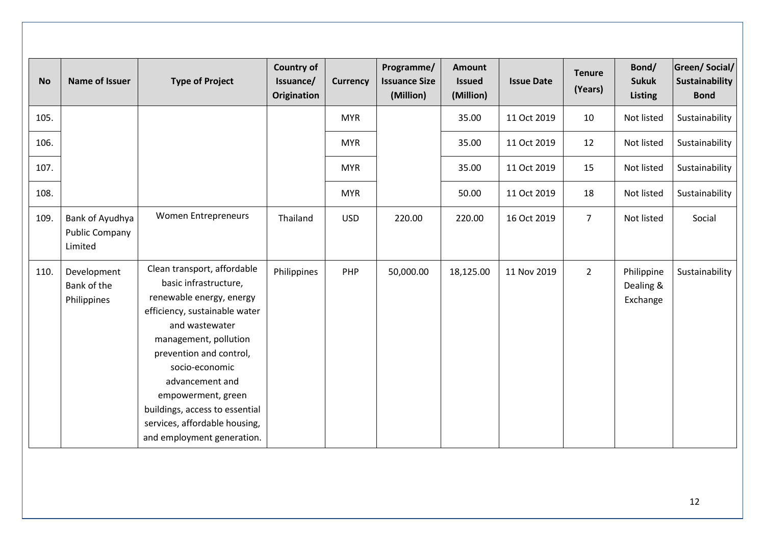| No | Name of Issuer | Type of Project | Country of Issuance/ Origination | Currency | Programme/ Issuance Size (Million) | Amount Issued (Million) | Issue Date | Tenure (Years) | Bond/ Sukuk Listing | Green/ Social/ Sustainability Bond |
|---|---|---|---|---|---|---|---|---|---|---|
| 105. | | | | MYR | | 35.00 | 11 Oct 2019 | 10 | Not listed | Sustainability |
| 106. | | | | MYR | | 35.00 | 11 Oct 2019 | 12 | Not listed | Sustainability |
| 107. | | | | MYR | | 35.00 | 11 Oct 2019 | 15 | Not listed | Sustainability |
| 108. | | | | MYR | | 50.00 | 11 Oct 2019 | 18 | Not listed | Sustainability |
| 109. | Bank of Ayudhya Public Company Limited | Women Entrepreneurs | Thailand | USD | 220.00 | 220.00 | 16 Oct 2019 | 7 | Not listed | Social |
| 110. | Development Bank of the Philippines | Clean transport, affordable basic infrastructure, renewable energy, energy efficiency, sustainable water and wastewater management, pollution prevention and control, socio-economic advancement and empowerment, green buildings, access to essential services, affordable housing, and employment generation. | Philippines | PHP | 50,000.00 | 18,125.00 | 11 Nov 2019 | 2 | Philippine Dealing & Exchange | Sustainability |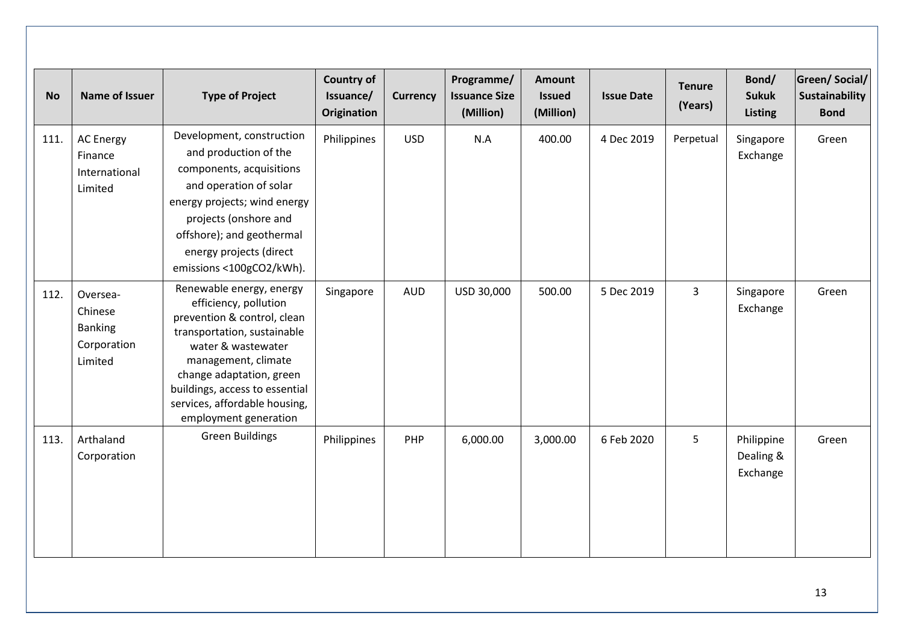| No | Name of Issuer | Type of Project | Country of Issuance/ Origination | Currency | Programme/ Issuance Size (Million) | Amount Issued (Million) | Issue Date | Tenure (Years) | Bond/ Sukuk Listing | Green/ Social/ Sustainability Bond |
|---|---|---|---|---|---|---|---|---|---|---|
| 111. | AC Energy Finance International Limited | Development, construction and production of the components, acquisitions and operation of solar energy projects; wind energy projects (onshore and offshore); and geothermal energy projects (direct emissions <100gCO2/kWh). | Philippines | USD | N.A | 400.00 | 4 Dec 2019 | Perpetual | Singapore Exchange | Green |
| 112. | Oversea-Chinese Banking Corporation Limited | Renewable energy, energy efficiency, pollution prevention & control, clean transportation, sustainable water & wastewater management, climate change adaptation, green buildings, access to essential services, affordable housing, employment generation | Singapore | AUD | USD 30,000 | 500.00 | 5 Dec 2019 | 3 | Singapore Exchange | Green |
| 113. | Arthaland Corporation | Green Buildings | Philippines | PHP | 6,000.00 | 3,000.00 | 6 Feb 2020 | 5 | Philippine Dealing & Exchange | Green |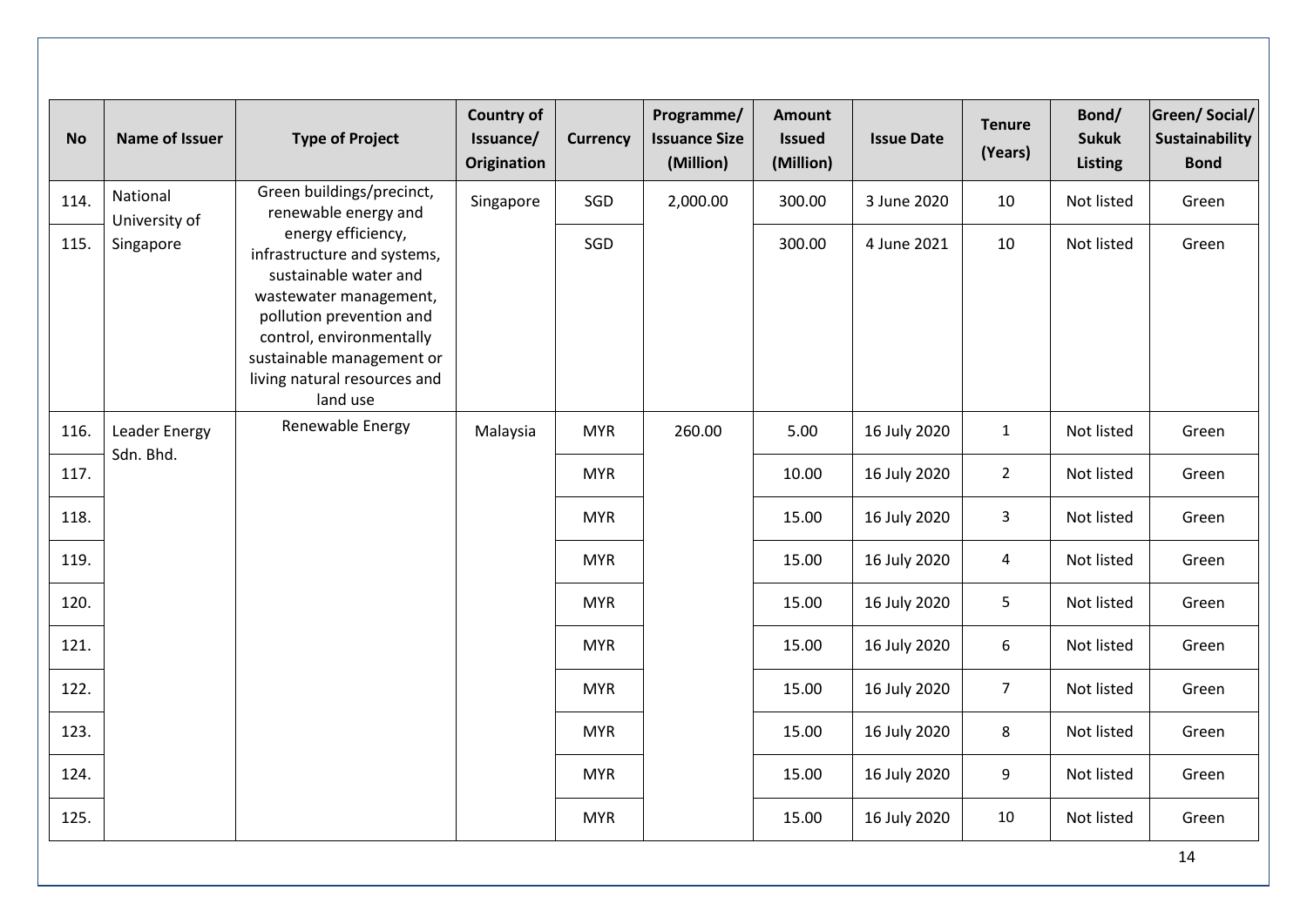| No | Name of Issuer | Type of Project | Country of Issuance/ Origination | Currency | Programme/ Issuance Size (Million) | Amount Issued (Million) | Issue Date | Tenure (Years) | Bond/ Sukuk Listing | Green/ Social/ Sustainability Bond |
|---|---|---|---|---|---|---|---|---|---|---|
| 114. | National University of Singapore | Green buildings/precinct, renewable energy and energy efficiency, infrastructure and systems, sustainable water and wastewater management, pollution prevention and control, environmentally sustainable management or living natural resources and land use | Singapore | SGD | 2,000.00 | 300.00 | 3 June 2020 | 10 | Not listed | Green |
| 115. | | | | SGD | | 300.00 | 4 June 2021 | 10 | Not listed | Green |
| 116. | Leader Energy Sdn. Bhd. | Renewable Energy | Malaysia | MYR | 260.00 | 5.00 | 16 July 2020 | 1 | Not listed | Green |
| 117. | | | | MYR | | 10.00 | 16 July 2020 | 2 | Not listed | Green |
| 118. | | | | MYR | | 15.00 | 16 July 2020 | 3 | Not listed | Green |
| 119. | | | | MYR | | 15.00 | 16 July 2020 | 4 | Not listed | Green |
| 120. | | | | MYR | | 15.00 | 16 July 2020 | 5 | Not listed | Green |
| 121. | | | | MYR | | 15.00 | 16 July 2020 | 6 | Not listed | Green |
| 122. | | | | MYR | | 15.00 | 16 July 2020 | 7 | Not listed | Green |
| 123. | | | | MYR | | 15.00 | 16 July 2020 | 8 | Not listed | Green |
| 124. | | | | MYR | | 15.00 | 16 July 2020 | 9 | Not listed | Green |
| 125. | | | | MYR | | 15.00 | 16 July 2020 | 10 | Not listed | Green |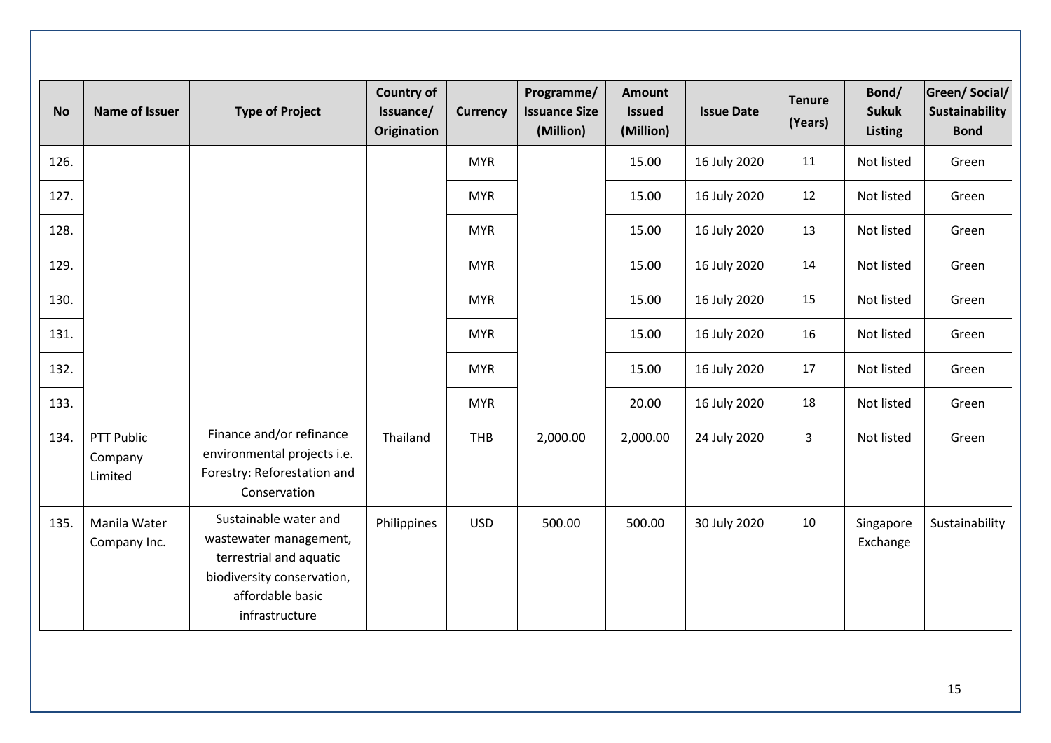| No | Name of Issuer | Type of Project | Country of Issuance/ Origination | Currency | Programme/ Issuance Size (Million) | Amount Issued (Million) | Issue Date | Tenure (Years) | Bond/ Sukuk Listing | Green/ Social/ Sustainability Bond |
|---|---|---|---|---|---|---|---|---|---|---|
| 126. | | | | MYR | | 15.00 | 16 July 2020 | 11 | Not listed | Green |
| 127. | | | | MYR | | 15.00 | 16 July 2020 | 12 | Not listed | Green |
| 128. | | | | MYR | | 15.00 | 16 July 2020 | 13 | Not listed | Green |
| 129. | | | | MYR | | 15.00 | 16 July 2020 | 14 | Not listed | Green |
| 130. | | | | MYR | | 15.00 | 16 July 2020 | 15 | Not listed | Green |
| 131. | | | | MYR | | 15.00 | 16 July 2020 | 16 | Not listed | Green |
| 132. | | | | MYR | | 15.00 | 16 July 2020 | 17 | Not listed | Green |
| 133. | | | | MYR | | 20.00 | 16 July 2020 | 18 | Not listed | Green |
| 134. | PTT Public Company Limited | Finance and/or refinance environmental projects i.e. Forestry: Reforestation and Conservation | Thailand | THB | 2,000.00 | 2,000.00 | 24 July 2020 | 3 | Not listed | Green |
| 135. | Manila Water Company Inc. | Sustainable water and wastewater management, terrestrial and aquatic biodiversity conservation, affordable basic infrastructure | Philippines | USD | 500.00 | 500.00 | 30 July 2020 | 10 | Singapore Exchange | Sustainability |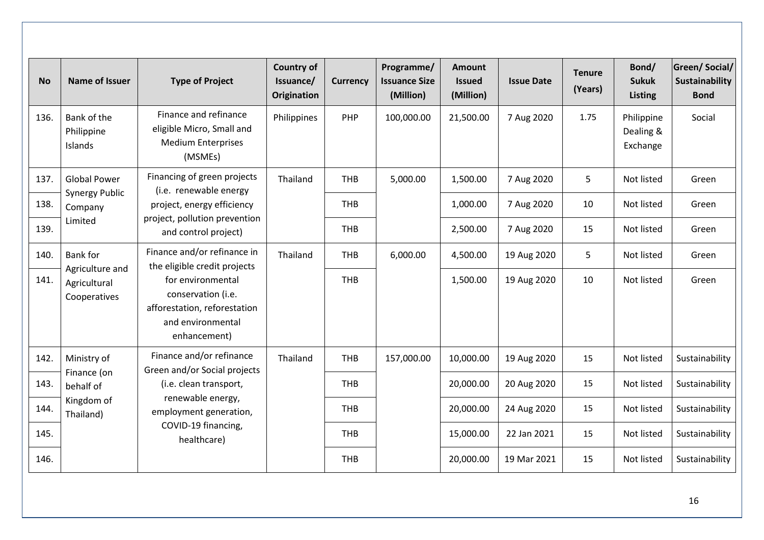| No | Name of Issuer | Type of Project | Country of Issuance/ Origination | Currency | Programme/ Issuance Size (Million) | Amount Issued (Million) | Issue Date | Tenure (Years) | Bond/ Sukuk Listing | Green/ Social/ Sustainability Bond |
|---|---|---|---|---|---|---|---|---|---|---|
| 136. | Bank of the Philippine Islands | Finance and refinance eligible Micro, Small and Medium Enterprises (MSMEs) | Philippines | PHP | 100,000.00 | 21,500.00 | 7 Aug 2020 | 1.75 | Philippine Dealing & Exchange | Social |
| 137. | Global Power Synergy Public Company Limited | Financing of green projects (i.e. renewable energy project, energy efficiency project, pollution prevention and control project) | Thailand | THB | 5,000.00 | 1,500.00 | 7 Aug 2020 | 5 | Not listed | Green |
| 138. | | | | THB | | 1,000.00 | 7 Aug 2020 | 10 | Not listed | Green |
| 139. | | | | THB | | 2,500.00 | 7 Aug 2020 | 15 | Not listed | Green |
| 140. | Bank for Agriculture and Agricultural Cooperatives | Finance and/or refinance in the eligible credit projects for environmental conservation (i.e. afforestation, reforestation and environmental enhancement) | Thailand | THB | 6,000.00 | 4,500.00 | 19 Aug 2020 | 5 | Not listed | Green |
| 141. | | | | THB | | 1,500.00 | 19 Aug 2020 | 10 | Not listed | Green |
| 142. | Ministry of Finance (on behalf of Kingdom of Thailand) | Finance and/or refinance Green and/or Social projects (i.e. clean transport, renewable energy, employment generation, COVID-19 financing, healthcare) | Thailand | THB | 157,000.00 | 10,000.00 | 19 Aug 2020 | 15 | Not listed | Sustainability |
| 143. | | | | THB | | 20,000.00 | 20 Aug 2020 | 15 | Not listed | Sustainability |
| 144. | | | | THB | | 20,000.00 | 24 Aug 2020 | 15 | Not listed | Sustainability |
| 145. | | | | THB | | 15,000.00 | 22 Jan 2021 | 15 | Not listed | Sustainability |
| 146. | | | | THB | | 20,000.00 | 19 Mar 2021 | 15 | Not listed | Sustainability |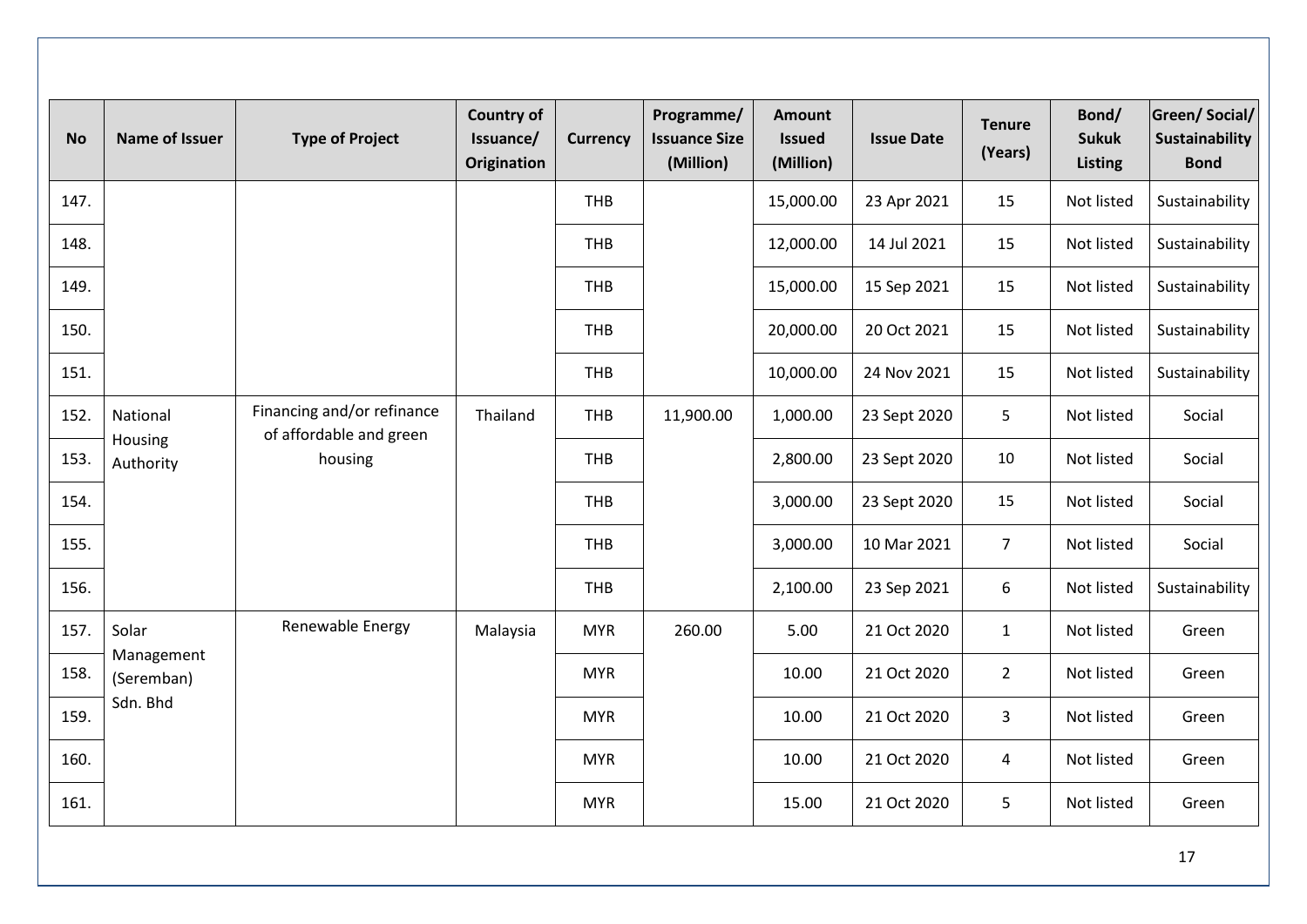| No | Name of Issuer | Type of Project | Country of Issuance/ Origination | Currency | Programme/ Issuance Size (Million) | Amount Issued (Million) | Issue Date | Tenure (Years) | Bond/ Sukuk Listing | Green/ Social/ Sustainability Bond |
|---|---|---|---|---|---|---|---|---|---|---|
| 147. | | | | THB | | 15,000.00 | 23 Apr 2021 | 15 | Not listed | Sustainability |
| 148. | | | | THB | | 12,000.00 | 14 Jul 2021 | 15 | Not listed | Sustainability |
| 149. | | | | THB | | 15,000.00 | 15 Sep 2021 | 15 | Not listed | Sustainability |
| 150. | | | | THB | | 20,000.00 | 20 Oct 2021 | 15 | Not listed | Sustainability |
| 151. | | | | THB | | 10,000.00 | 24 Nov 2021 | 15 | Not listed | Sustainability |
| 152. | National Housing Authority | Financing and/or refinance of affordable and green housing | Thailand | THB | 11,900.00 | 1,000.00 | 23 Sept 2020 | 5 | Not listed | Social |
| 153. | | | | THB | | 2,800.00 | 23 Sept 2020 | 10 | Not listed | Social |
| 154. | | | | THB | | 3,000.00 | 23 Sept 2020 | 15 | Not listed | Social |
| 155. | | | | THB | | 3,000.00 | 10 Mar 2021 | 7 | Not listed | Social |
| 156. | | | | THB | | 2,100.00 | 23 Sep 2021 | 6 | Not listed | Sustainability |
| 157. | Solar Management (Seremban) Sdn. Bhd | Renewable Energy | Malaysia | MYR | 260.00 | 5.00 | 21 Oct 2020 | 1 | Not listed | Green |
| 158. | | | | MYR | | 10.00 | 21 Oct 2020 | 2 | Not listed | Green |
| 159. | | | | MYR | | 10.00 | 21 Oct 2020 | 3 | Not listed | Green |
| 160. | | | | MYR | | 10.00 | 21 Oct 2020 | 4 | Not listed | Green |
| 161. | | | | MYR | | 15.00 | 21 Oct 2020 | 5 | Not listed | Green |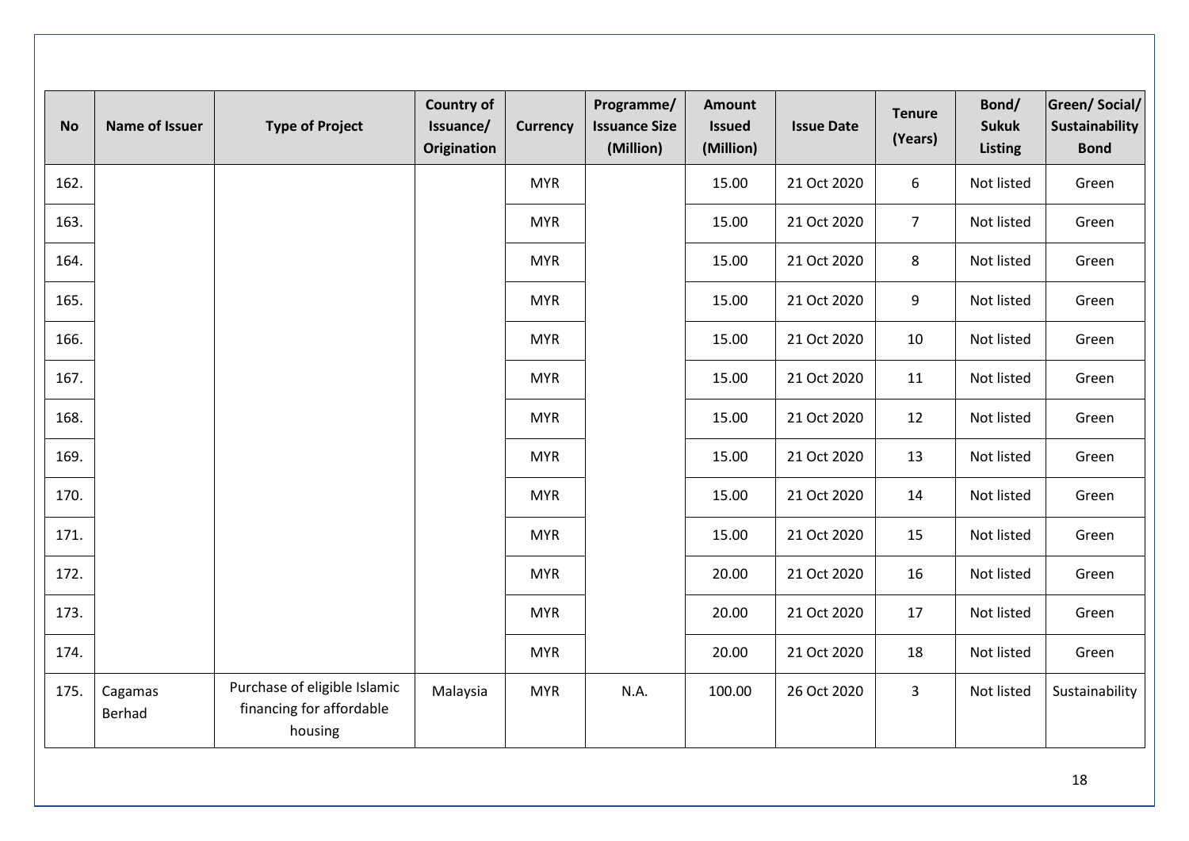| No | Name of Issuer | Type of Project | Country of Issuance/ Origination | Currency | Programme/ Issuance Size (Million) | Amount Issued (Million) | Issue Date | Tenure (Years) | Bond/ Sukuk Listing | Green/ Social/ Sustainability Bond |
|---|---|---|---|---|---|---|---|---|---|---|
| 162. | | | | MYR | | 15.00 | 21 Oct 2020 | 6 | Not listed | Green |
| 163. | | | | MYR | | 15.00 | 21 Oct 2020 | 7 | Not listed | Green |
| 164. | | | | MYR | | 15.00 | 21 Oct 2020 | 8 | Not listed | Green |
| 165. | | | | MYR | | 15.00 | 21 Oct 2020 | 9 | Not listed | Green |
| 166. | | | | MYR | | 15.00 | 21 Oct 2020 | 10 | Not listed | Green |
| 167. | | | | MYR | | 15.00 | 21 Oct 2020 | 11 | Not listed | Green |
| 168. | | | | MYR | | 15.00 | 21 Oct 2020 | 12 | Not listed | Green |
| 169. | | | | MYR | | 15.00 | 21 Oct 2020 | 13 | Not listed | Green |
| 170. | | | | MYR | | 15.00 | 21 Oct 2020 | 14 | Not listed | Green |
| 171. | | | | MYR | | 15.00 | 21 Oct 2020 | 15 | Not listed | Green |
| 172. | | | | MYR | | 20.00 | 21 Oct 2020 | 16 | Not listed | Green |
| 173. | | | | MYR | | 20.00 | 21 Oct 2020 | 17 | Not listed | Green |
| 174. | | | | MYR | | 20.00 | 21 Oct 2020 | 18 | Not listed | Green |
| 175. | Cagamas Berhad | Purchase of eligible Islamic financing for affordable housing | Malaysia | MYR | N.A. | 100.00 | 26 Oct 2020 | 3 | Not listed | Sustainability |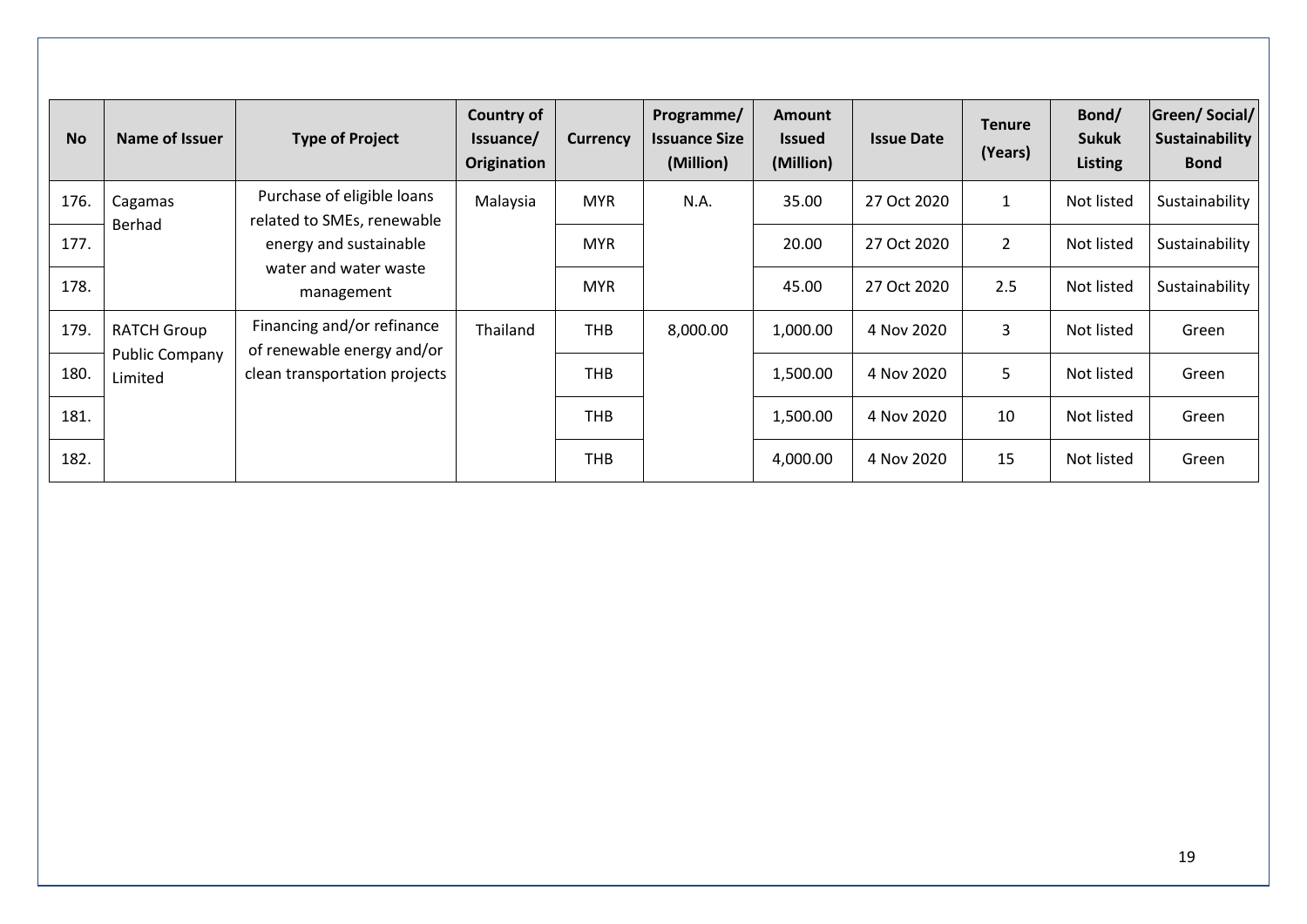| No | Name of Issuer | Type of Project | Country of Issuance/ Origination | Currency | Programme/ Issuance Size (Million) | Amount Issued (Million) | Issue Date | Tenure (Years) | Bond/ Sukuk Listing | Green/ Social/ Sustainability Bond |
|---|---|---|---|---|---|---|---|---|---|---|
| 176. | Cagamas Berhad | Purchase of eligible loans related to SMEs, renewable energy and sustainable water and water waste management | Malaysia | MYR | N.A. | 35.00 | 27 Oct 2020 | 1 | Not listed | Sustainability |
| 177. | | | | MYR | | 20.00 | 27 Oct 2020 | 2 | Not listed | Sustainability |
| 178. | | | | MYR | | 45.00 | 27 Oct 2020 | 2.5 | Not listed | Sustainability |
| 179. | RATCH Group Public Company Limited | Financing and/or refinance of renewable energy and/or clean transportation projects | Thailand | THB | 8,000.00 | 1,000.00 | 4 Nov 2020 | 3 | Not listed | Green |
| 180. | | | | THB | | 1,500.00 | 4 Nov 2020 | 5 | Not listed | Green |
| 181. | | | | THB | | 1,500.00 | 4 Nov 2020 | 10 | Not listed | Green |
| 182. | | | | THB | | 4,000.00 | 4 Nov 2020 | 15 | Not listed | Green |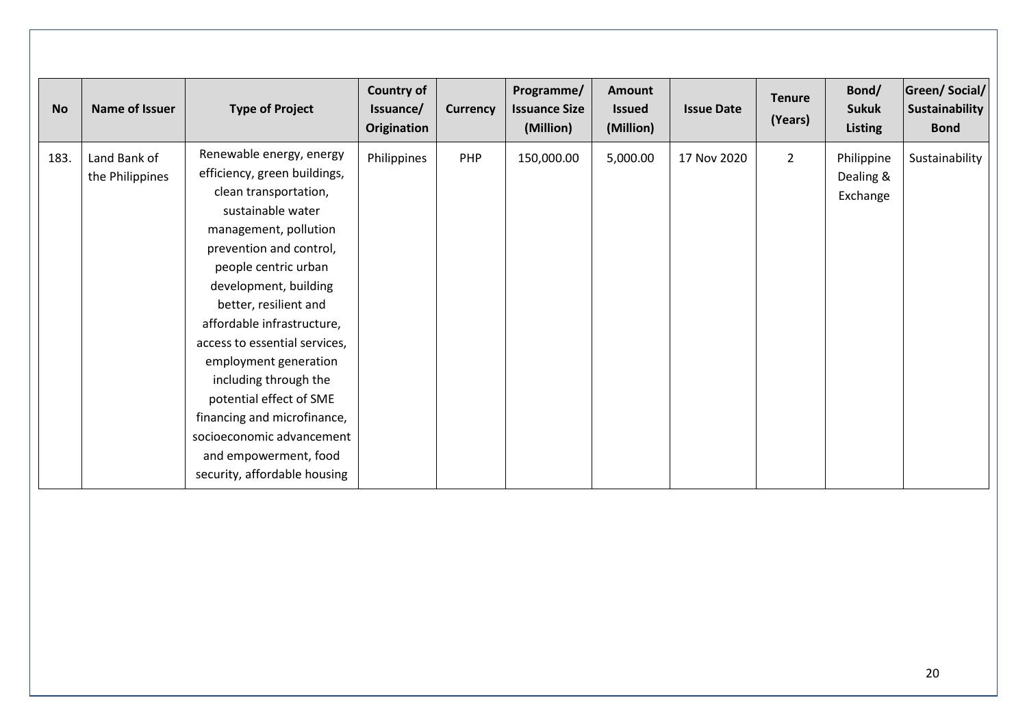| No | Name of Issuer | Type of Project | Country of Issuance/ Origination | Currency | Programme/ Issuance Size (Million) | Amount Issued (Million) | Issue Date | Tenure (Years) | Bond/ Sukuk Listing | Green/ Social/ Sustainability Bond |
|---|---|---|---|---|---|---|---|---|---|---|
| 183. | Land Bank of the Philippines | Renewable energy, energy efficiency, green buildings, clean transportation, sustainable water management, pollution prevention and control, people centric urban development, building better, resilient and affordable infrastructure, access to essential services, employment generation including through the potential effect of SME financing and microfinance, socioeconomic advancement and empowerment, food security, affordable housing | Philippines | PHP | 150,000.00 | 5,000.00 | 17 Nov 2020 | 2 | Philippine Dealing & Exchange | Sustainability |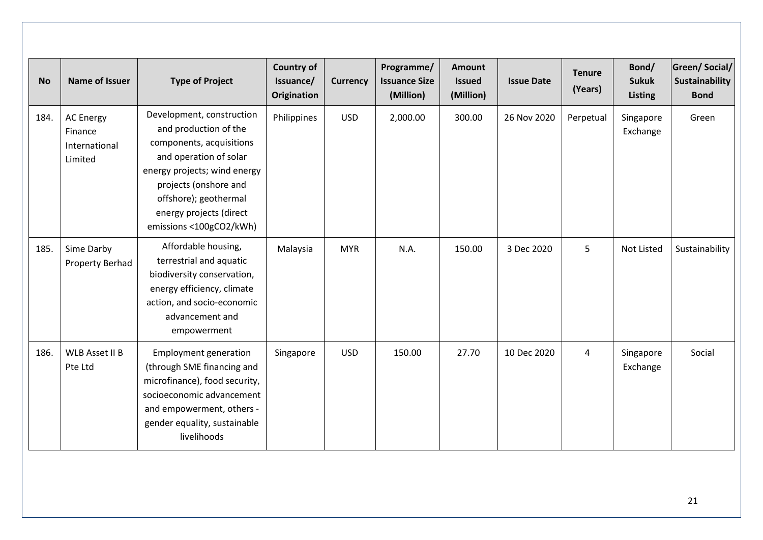| No | Name of Issuer | Type of Project | Country of Issuance/ Origination | Currency | Programme/ Issuance Size (Million) | Amount Issued (Million) | Issue Date | Tenure (Years) | Bond/ Sukuk Listing | Green/ Social/ Sustainability Bond |
|---|---|---|---|---|---|---|---|---|---|---|
| 184. | AC Energy Finance International Limited | Development, construction and production of the components, acquisitions and operation of solar energy projects; wind energy projects (onshore and offshore); geothermal energy projects (direct emissions <100g$CO_2$/kWh) | Philippines | USD | 2,000.00 | 300.00 | 26 Nov 2020 | Perpetual | Singapore Exchange | Green |
| 185. | Sime Darby Property Berhad | Affordable housing, terrestrial and aquatic biodiversity conservation, energy efficiency, climate action, and socio-economic advancement and empowerment | Malaysia | MYR | N.A. | 150.00 | 3 Dec 2020 | 5 | Not Listed | Sustainability |
| 186. | WLB Asset II B Pte Ltd | Employment generation (through SME financing and microfinance), food security, socioeconomic advancement and empowerment, others - gender equality, sustainable livelihoods | Singapore | USD | 150.00 | 27.70 | 10 Dec 2020 | 4 | Singapore Exchange | Social |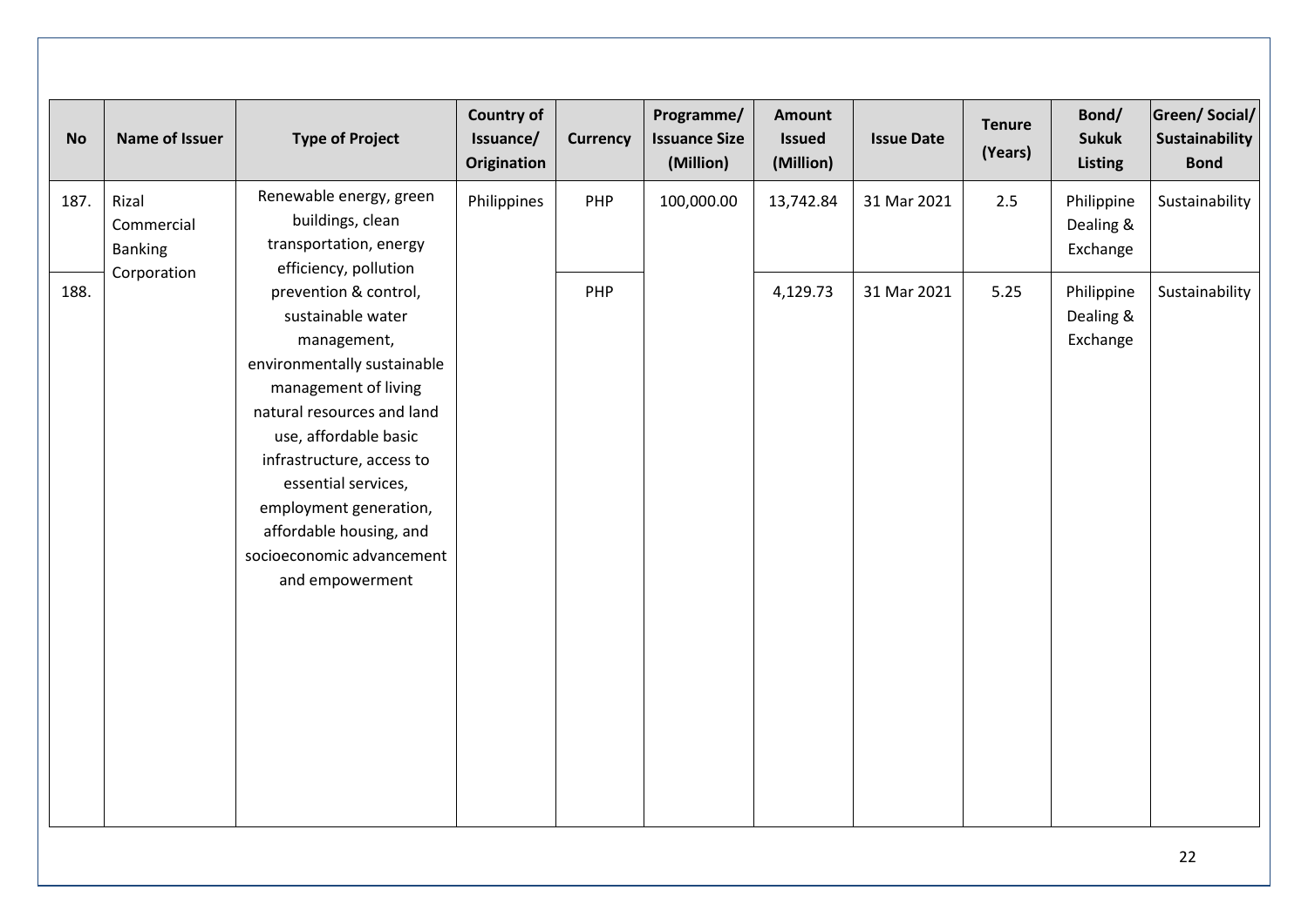| No | Name of Issuer | Type of Project | Country of Issuance/ Origination | Currency | Programme/ Issuance Size (Million) | Amount Issued (Million) | Issue Date | Tenure (Years) | Bond/ Sukuk Listing | Green/ Social/ Sustainability Bond |
|---|---|---|---|---|---|---|---|---|---|---|
| 187. | Rizal Commercial Banking Corporation | Renewable energy, green buildings, clean transportation, energy efficiency, pollution prevention & control, sustainable water management, environmentally sustainable management of living natural resources and land use, affordable basic infrastructure, access to essential services, employment generation, affordable housing, and socioeconomic advancement and empowerment | Philippines | PHP | 100,000.00 | 13,742.84 | 31 Mar 2021 | 2.5 | Philippine Dealing & Exchange | Sustainability |
| 188. | | | | PHP | | 4,129.73 | 31 Mar 2021 | 5.25 | Philippine Dealing & Exchange | Sustainability |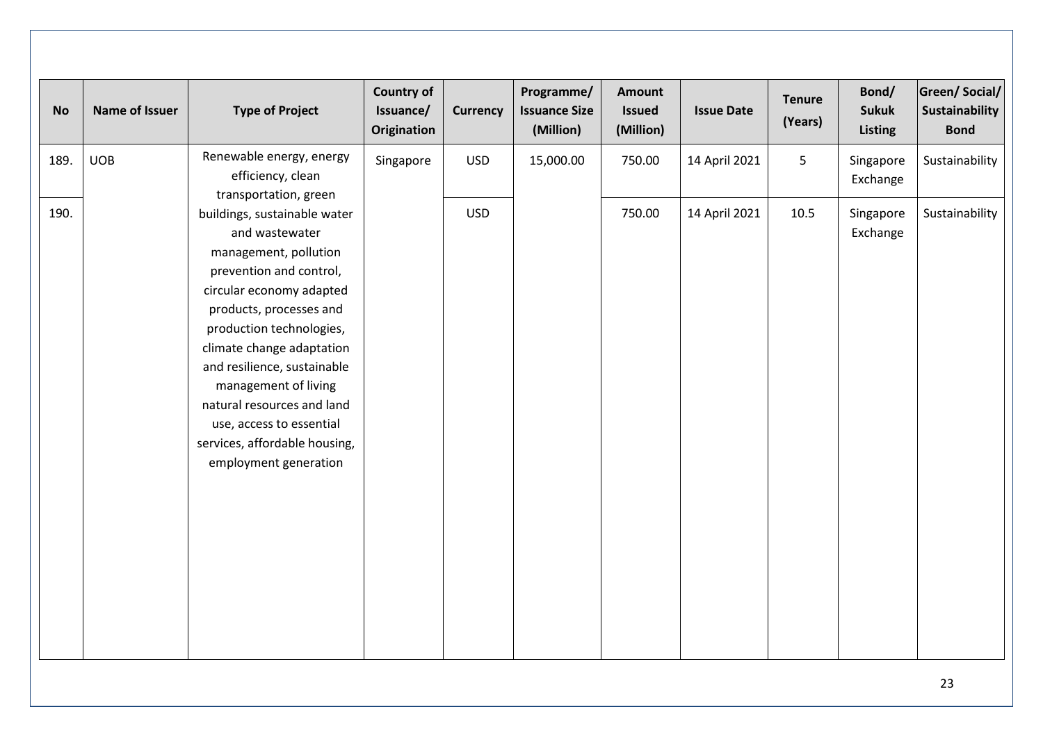| No | Name of Issuer | Type of Project | Country of Issuance/ Origination | Currency | Programme/ Issuance Size (Million) | Amount Issued (Million) | Issue Date | Tenure (Years) | Bond/ Sukuk Listing | Green/ Social/ Sustainability Bond |
|---|---|---|---|---|---|---|---|---|---|---|
| 189. | UOB | Renewable energy, energy efficiency, clean transportation, green buildings, sustainable water and wastewater management, pollution prevention and control, circular economy adapted products, processes and production technologies, climate change adaptation and resilience, sustainable management of living natural resources and land use, access to essential services, affordable housing, employment generation | Singapore | USD | 15,000.00 | 750.00 | 14 April 2021 | 5 | Singapore Exchange | Sustainability |
| 190. | | | | USD | | 750.00 | 14 April 2021 | 10.5 | Singapore Exchange | Sustainability |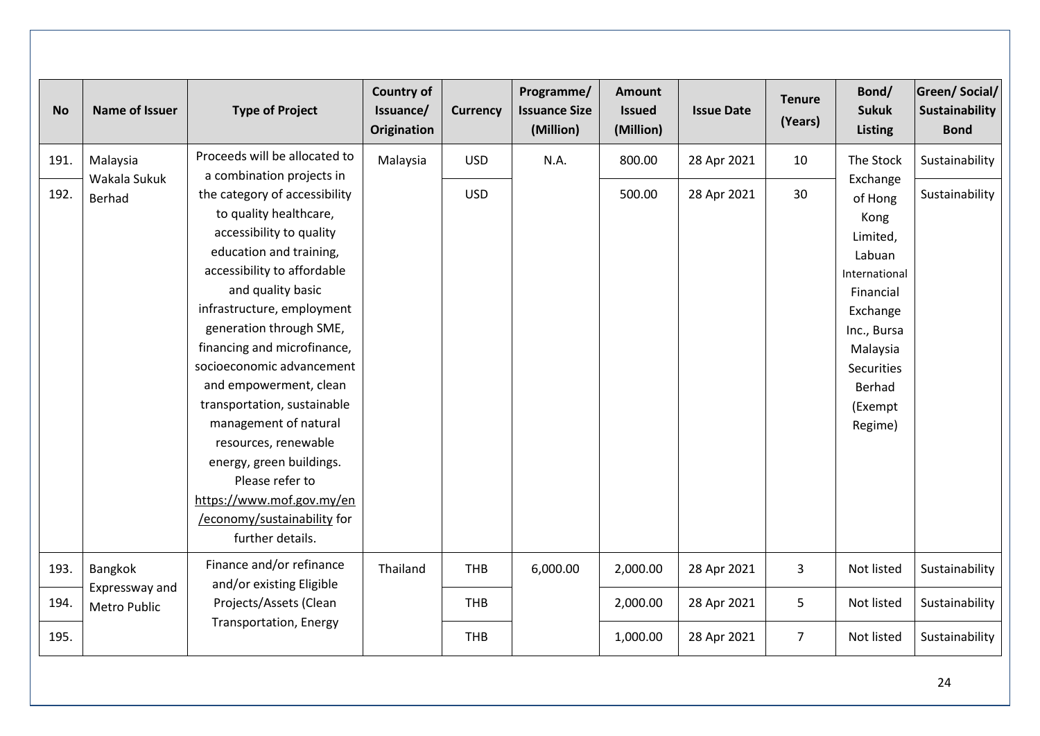| No | Name of Issuer | Type of Project | Country of Issuance/ Origination | Currency | Programme/ Issuance Size (Million) | Amount Issued (Million) | Issue Date | Tenure (Years) | Bond/ Sukuk Listing | Green/ Social/ Sustainability Bond |
|---|---|---|---|---|---|---|---|---|---|---|
| 191. | Malaysia Wakala Sukuk Berhad | Proceeds will be allocated to a combination projects in the category of accessibility to quality healthcare, accessibility to quality education and training, accessibility to affordable and quality basic infrastructure, employment generation through SME, financing and microfinance, socioeconomic advancement and empowerment, clean transportation, sustainable management of natural resources, renewable energy, green buildings. Please refer to https://www.mof.gov.my/en/economy/sustainability for further details. | Malaysia | USD | N.A. | 800.00 | 28 Apr 2021 | 10 | The Stock Exchange of Hong Kong Limited, Labuan International Financial Exchange Inc., Bursa Malaysia Securities Berhad (Exempt Regime) | Sustainability |
| 192. | | | | USD | | 500.00 | 28 Apr 2021 | 30 | | Sustainability |
| 193. | Bangkok Expressway and Metro Public | Finance and/or refinance and/or existing Eligible Projects/Assets (Clean Transportation, Energy | Thailand | THB | 6,000.00 | 2,000.00 | 28 Apr 2021 | 3 | Not listed | Sustainability |
| 194. | | | | THB | | 2,000.00 | 28 Apr 2021 | 5 | Not listed | Sustainability |
| 195. | | | | THB | | 1,000.00 | 28 Apr 2021 | 7 | Not listed | Sustainability |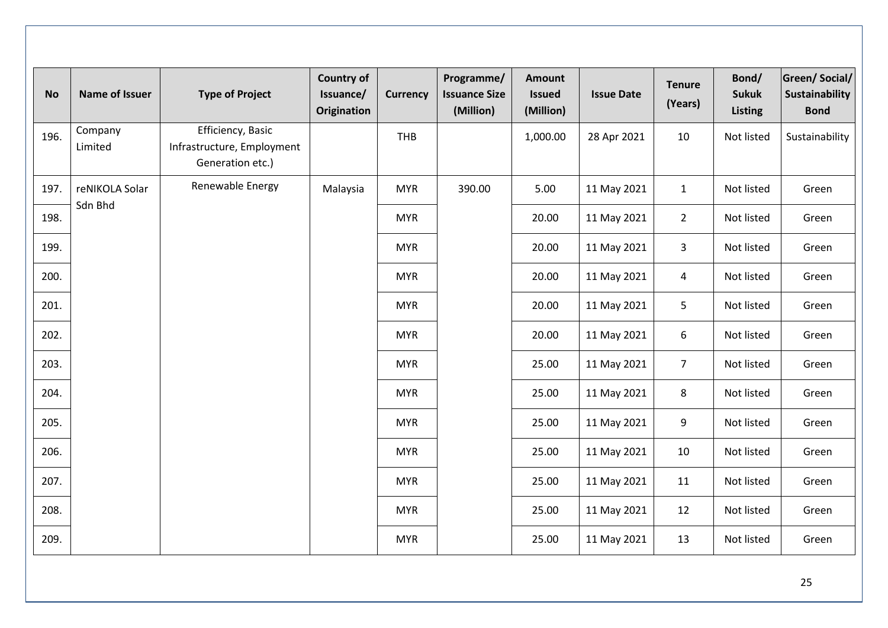| No | Name of Issuer | Type of Project | Country of Issuance/ Origination | Currency | Programme/ Issuance Size (Million) | Amount Issued (Million) | Issue Date | Tenure (Years) | Bond/ Sukuk Listing | Green/ Social/ Sustainability Bond |
|---|---|---|---|---|---|---|---|---|---|---|
| 196. | Company Limited | Efficiency, Basic Infrastructure, Employment Generation etc.) | | THB | | 1,000.00 | 28 Apr 2021 | 10 | Not listed | Sustainability |
| 197. | reNIKOLA Solar Sdn Bhd | Renewable Energy | Malaysia | MYR | 390.00 | 5.00 | 11 May 2021 | 1 | Not listed | Green |
| 198. | | | | MYR | | 20.00 | 11 May 2021 | 2 | Not listed | Green |
| 199. | | | | MYR | | 20.00 | 11 May 2021 | 3 | Not listed | Green |
| 200. | | | | MYR | | 20.00 | 11 May 2021 | 4 | Not listed | Green |
| 201. | | | | MYR | | 20.00 | 11 May 2021 | 5 | Not listed | Green |
| 202. | | | | MYR | | 20.00 | 11 May 2021 | 6 | Not listed | Green |
| 203. | | | | MYR | | 25.00 | 11 May 2021 | 7 | Not listed | Green |
| 204. | | | | MYR | | 25.00 | 11 May 2021 | 8 | Not listed | Green |
| 205. | | | | MYR | | 25.00 | 11 May 2021 | 9 | Not listed | Green |
| 206. | | | | MYR | | 25.00 | 11 May 2021 | 10 | Not listed | Green |
| 207. | | | | MYR | | 25.00 | 11 May 2021 | 11 | Not listed | Green |
| 208. | | | | MYR | | 25.00 | 11 May 2021 | 12 | Not listed | Green |
| 209. | | | | MYR | | 25.00 | 11 May 2021 | 13 | Not listed | Green |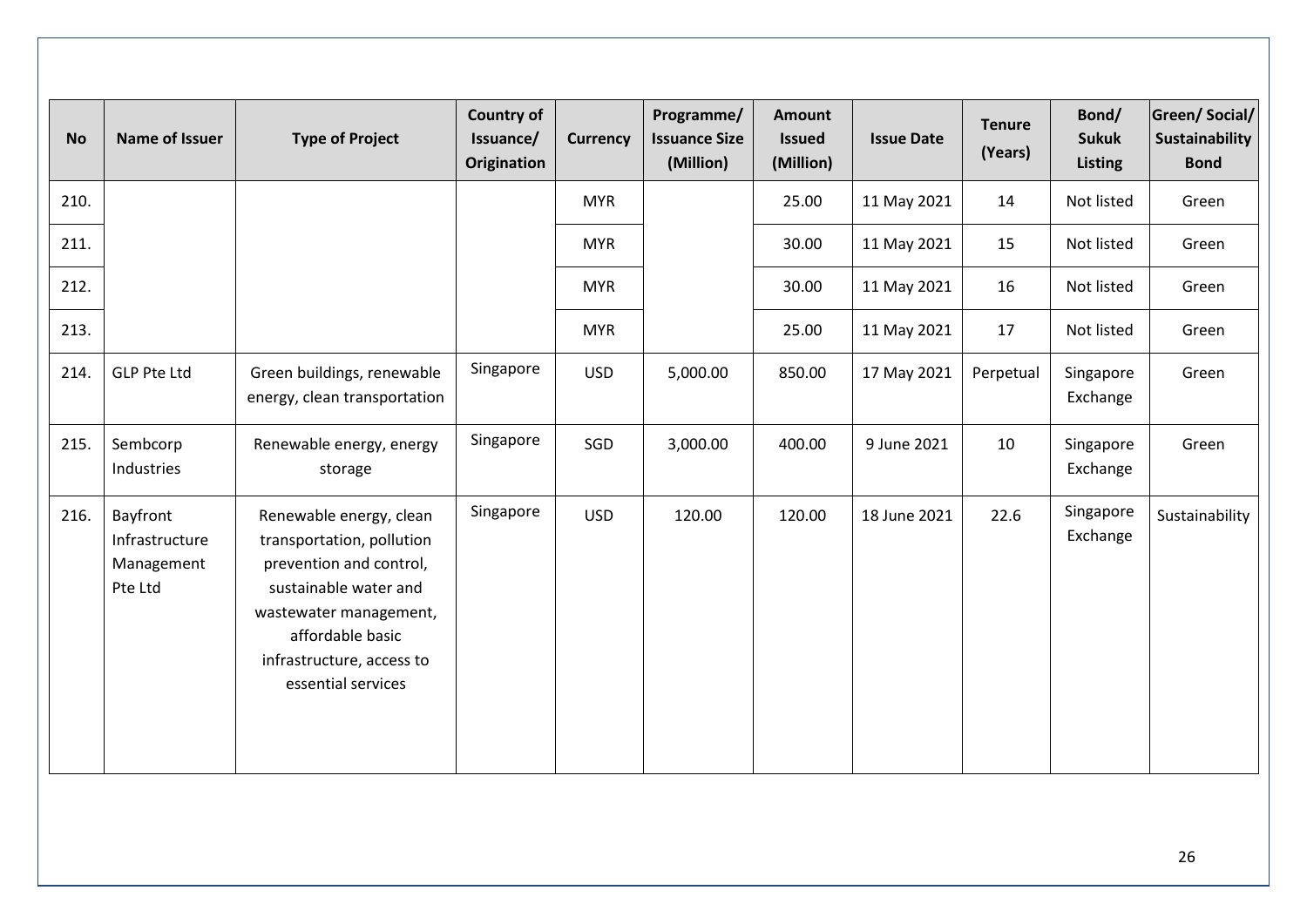| No | Name of Issuer | Type of Project | Country of Issuance/ Origination | Currency | Programme/ Issuance Size (Million) | Amount Issued (Million) | Issue Date | Tenure (Years) | Bond/ Sukuk Listing | Green/ Social/ Sustainability Bond |
|---|---|---|---|---|---|---|---|---|---|---|
| 210. | | | | MYR | | 25.00 | 11 May 2021 | 14 | Not listed | Green |
| 211. | | | | MYR | | 30.00 | 11 May 2021 | 15 | Not listed | Green |
| 212. | | | | MYR | | 30.00 | 11 May 2021 | 16 | Not listed | Green |
| 213. | | | | MYR | | 25.00 | 11 May 2021 | 17 | Not listed | Green |
| 214. | GLP Pte Ltd | Green buildings, renewable energy, clean transportation | Singapore | USD | 5,000.00 | 850.00 | 17 May 2021 | Perpetual | Singapore Exchange | Green |
| 215. | Sembcorp Industries | Renewable energy, energy storage | Singapore | SGD | 3,000.00 | 400.00 | 9 June 2021 | 10 | Singapore Exchange | Green |
| 216. | Bayfront Infrastructure Management Pte Ltd | Renewable energy, clean transportation, pollution prevention and control, sustainable water and wastewater management, affordable basic infrastructure, access to essential services | Singapore | USD | 120.00 | 120.00 | 18 June 2021 | 22.6 | Singapore Exchange | Sustainability |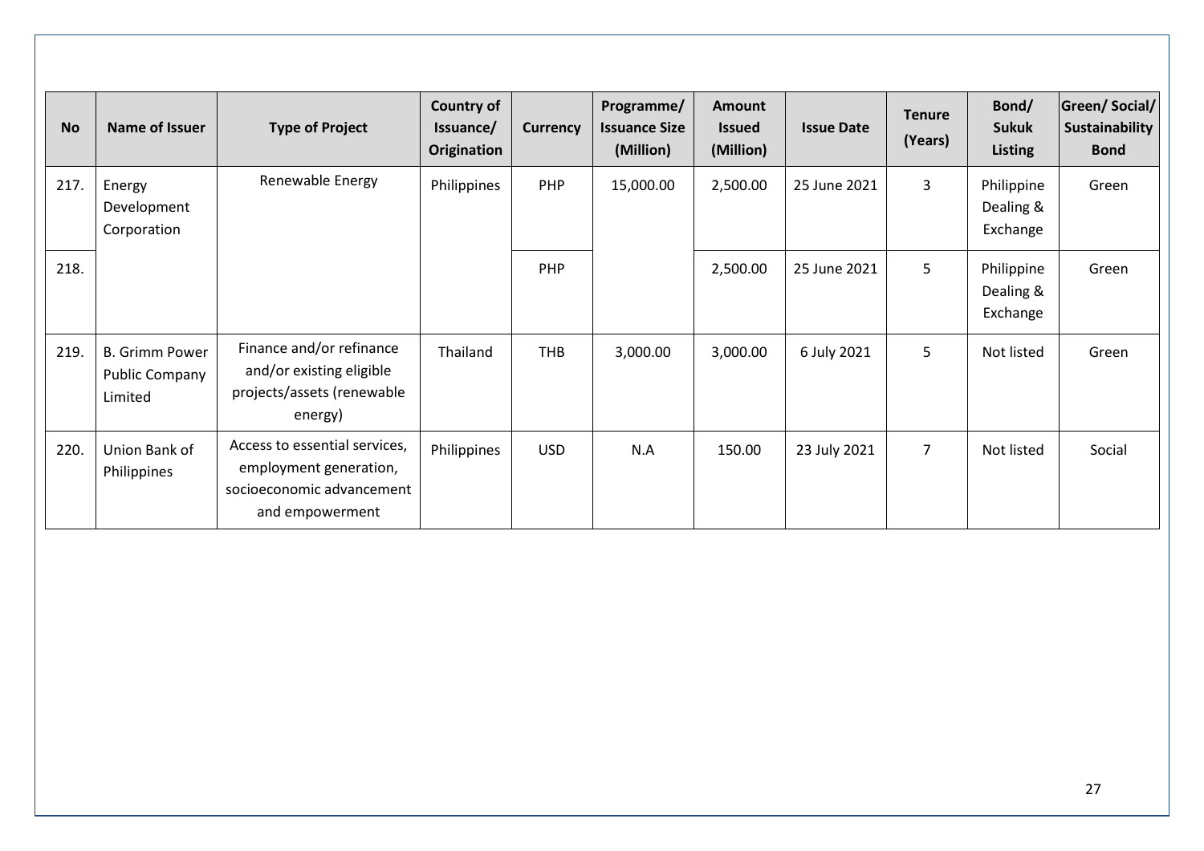| No | Name of Issuer | Type of Project | Country of Issuance/ Origination | Currency | Programme/ Issuance Size (Million) | Amount Issued (Million) | Issue Date | Tenure (Years) | Bond/ Sukuk Listing | Green/ Social/ Sustainability Bond |
|---|---|---|---|---|---|---|---|---|---|---|
| 217. | Energy Development Corporation | Renewable Energy | Philippines | PHP | 15,000.00 | 2,500.00 | 25 June 2021 | 3 | Philippine Dealing & Exchange | Green |
| 218. | | | | PHP | | 2,500.00 | 25 June 2021 | 5 | Philippine Dealing & Exchange | Green |
| 219. | B. Grimm Power Public Company Limited | Finance and/or refinance and/or existing eligible projects/assets (renewable energy) | Thailand | THB | 3,000.00 | 3,000.00 | 6 July 2021 | 5 | Not listed | Green |
| 220. | Union Bank of Philippines | Access to essential services, employment generation, socioeconomic advancement and empowerment | Philippines | USD | N.A | 150.00 | 23 July 2021 | 7 | Not listed | Social |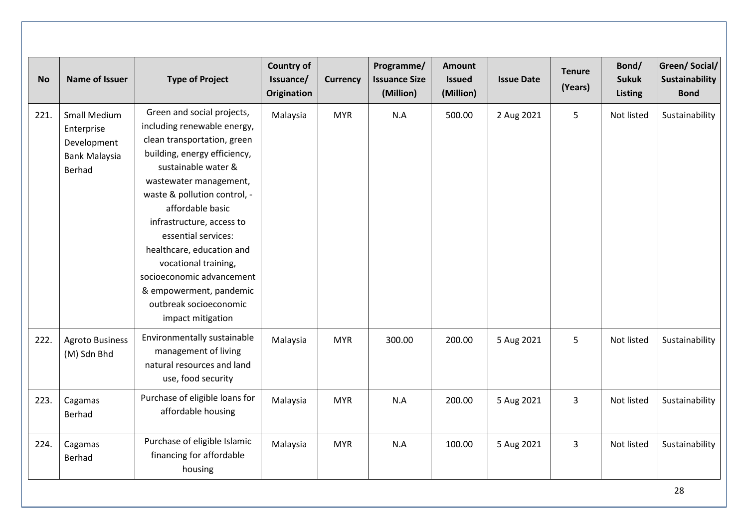| No | Name of Issuer | Type of Project | Country of Issuance/ Origination | Currency | Programme/ Issuance Size (Million) | Amount Issued (Million) | Issue Date | Tenure (Years) | Bond/ Sukuk Listing | Green/ Social/ Sustainability Bond |
|---|---|---|---|---|---|---|---|---|---|---|
| 221. | Small Medium Enterprise Development Bank Malaysia Berhad | Green and social projects, including renewable energy, clean transportation, green building, energy efficiency, sustainable water & wastewater management, waste & pollution control, - affordable basic infrastructure, access to essential services: healthcare, education and vocational training, socioeconomic advancement & empowerment, pandemic outbreak socioeconomic impact mitigation | Malaysia | MYR | N.A | 500.00 | 2 Aug 2021 | 5 | Not listed | Sustainability |
| 222. | Agroto Business (M) Sdn Bhd | Environmentally sustainable management of living natural resources and land use, food security | Malaysia | MYR | 300.00 | 200.00 | 5 Aug 2021 | 5 | Not listed | Sustainability |
| 223. | Cagamas Berhad | Purchase of eligible loans for affordable housing | Malaysia | MYR | N.A | 200.00 | 5 Aug 2021 | 3 | Not listed | Sustainability |
| 224. | Cagamas Berhad | Purchase of eligible Islamic financing for affordable housing | Malaysia | MYR | N.A | 100.00 | 5 Aug 2021 | 3 | Not listed | Sustainability |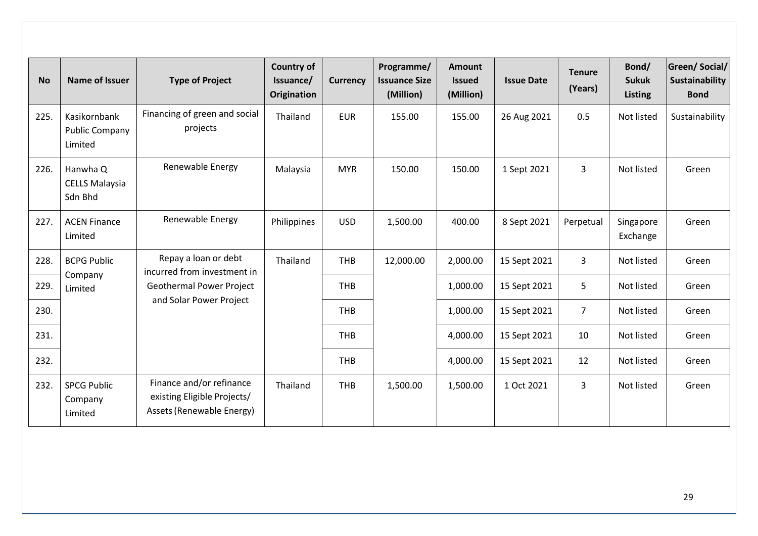| No | Name of Issuer | Type of Project | Country of Issuance/ Origination | Currency | Programme/ Issuance Size (Million) | Amount Issued (Million) | Issue Date | Tenure (Years) | Bond/ Sukuk Listing | Green/ Social/ Sustainability Bond |
|---|---|---|---|---|---|---|---|---|---|---|
| 225. | Kasikornbank Public Company Limited | Financing of green and social projects | Thailand | EUR | 155.00 | 155.00 | 26 Aug 2021 | 0.5 | Not listed | Sustainability |
| 226. | Hanwha Q CELLS Malaysia Sdn Bhd | Renewable Energy | Malaysia | MYR | 150.00 | 150.00 | 1 Sept 2021 | 3 | Not listed | Green |
| 227. | ACEN Finance Limited | Renewable Energy | Philippines | USD | 1,500.00 | 400.00 | 8 Sept 2021 | Perpetual | Singapore Exchange | Green |
| 228. | BCPG Public Company Limited | Repay a loan or debt incurred from investment in Geothermal Power Project and Solar Power Project | Thailand | THB | 12,000.00 | 2,000.00 | 15 Sept 2021 | 3 | Not listed | Green |
| 229. | | | | THB | | 1,000.00 | 15 Sept 2021 | 5 | Not listed | Green |
| 230. | | | | THB | | 1,000.00 | 15 Sept 2021 | 7 | Not listed | Green |
| 231. | | | | THB | | 4,000.00 | 15 Sept 2021 | 10 | Not listed | Green |
| 232. | | | | THB | | 4,000.00 | 15 Sept 2021 | 12 | Not listed | Green |
| 232. | SPCG Public Company Limited | Finance and/or refinance existing Eligible Projects/ Assets (Renewable Energy) | Thailand | THB | 1,500.00 | 1,500.00 | 1 Oct 2021 | 3 | Not listed | Green |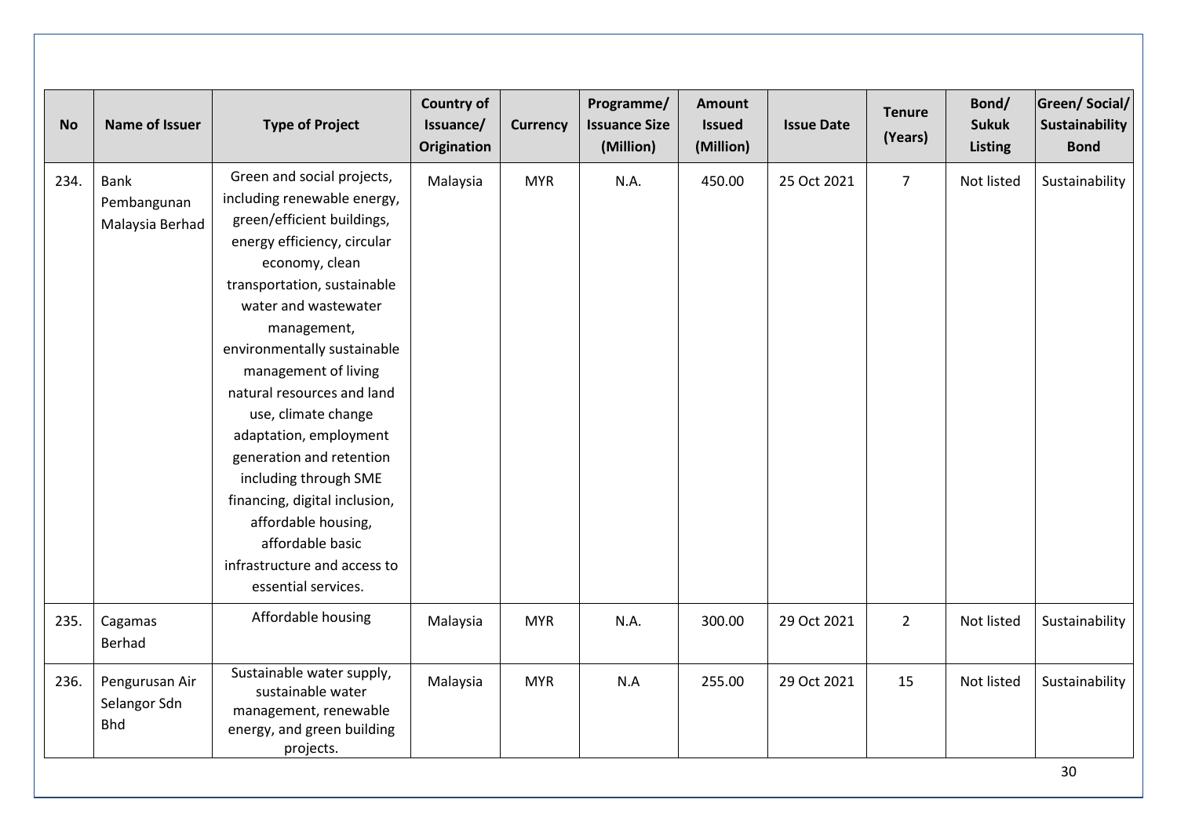| No | Name of Issuer | Type of Project | Country of Issuance/ Origination | Currency | Programme/ Issuance Size (Million) | Amount Issued (Million) | Issue Date | Tenure (Years) | Bond/ Sukuk Listing | Green/ Social/ Sustainability Bond |
|---|---|---|---|---|---|---|---|---|---|---|
| 234. | Bank Pembangunan Malaysia Berhad | Green and social projects, including renewable energy, green/efficient buildings, energy efficiency, circular economy, clean transportation, sustainable water and wastewater management, environmentally sustainable management of living natural resources and land use, climate change adaptation, employment generation and retention including through SME financing, digital inclusion, affordable housing, affordable basic infrastructure and access to essential services. | Malaysia | MYR | N.A. | 450.00 | 25 Oct 2021 | 7 | Not listed | Sustainability |
| 235. | Cagamas Berhad | Affordable housing | Malaysia | MYR | N.A. | 300.00 | 29 Oct 2021 | 2 | Not listed | Sustainability |
| 236. | Pengurusan Air Selangor Sdn Bhd | Sustainable water supply, sustainable water management, renewable energy, and green building projects. | Malaysia | MYR | N.A | 255.00 | 29 Oct 2021 | 15 | Not listed | Sustainability |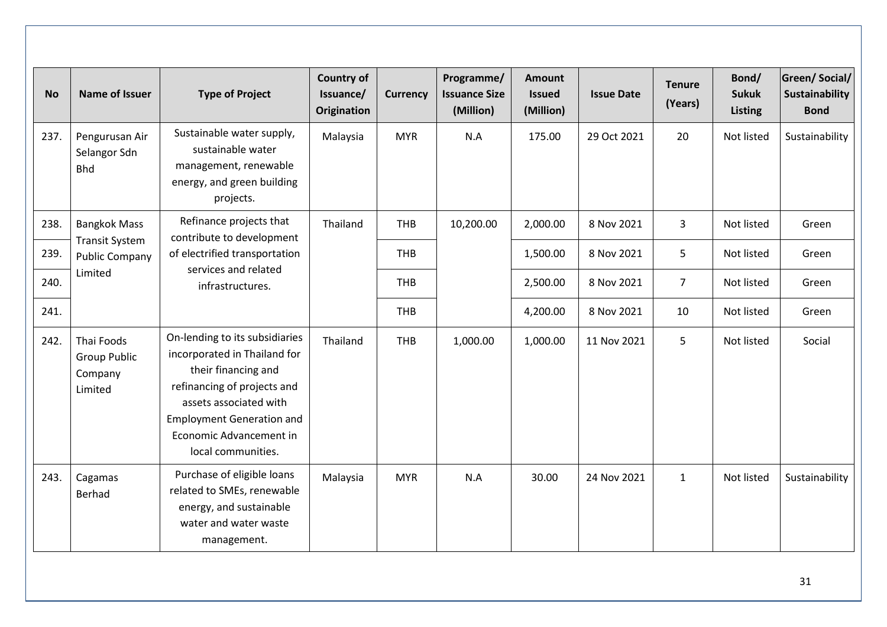| No | Name of Issuer | Type of Project | Country of Issuance/ Origination | Currency | Programme/ Issuance Size (Million) | Amount Issued (Million) | Issue Date | Tenure (Years) | Bond/ Sukuk Listing | Green/ Social/ Sustainability Bond |
|---|---|---|---|---|---|---|---|---|---|---|
| 237. | Pengurusan Air Selangor Sdn Bhd | Sustainable water supply, sustainable water management, renewable energy, and green building projects. | Malaysia | MYR | N.A | 175.00 | 29 Oct 2021 | 20 | Not listed | Sustainability |
| 238. | Bangkok Mass Transit System Public Company Limited | Refinance projects that contribute to development of electrified transportation services and related infrastructures. | Thailand | THB | 10,200.00 | 2,000.00 | 8 Nov 2021 | 3 | Not listed | Green |
| 239. | | | | THB | | 1,500.00 | 8 Nov 2021 | 5 | Not listed | Green |
| 240. | | | | THB | | 2,500.00 | 8 Nov 2021 | 7 | Not listed | Green |
| 241. | | | | THB | | 4,200.00 | 8 Nov 2021 | 10 | Not listed | Green |
| 242. | Thai Foods Group Public Company Limited | On-lending to its subsidiaries incorporated in Thailand for their financing and refinancing of projects and assets associated with Employment Generation and Economic Advancement in local communities. | Thailand | THB | 1,000.00 | 1,000.00 | 11 Nov 2021 | 5 | Not listed | Social |
| 243. | Cagamas Berhad | Purchase of eligible loans related to SMEs, renewable energy, and sustainable water and water waste management. | Malaysia | MYR | N.A | 30.00 | 24 Nov 2021 | 1 | Not listed | Sustainability |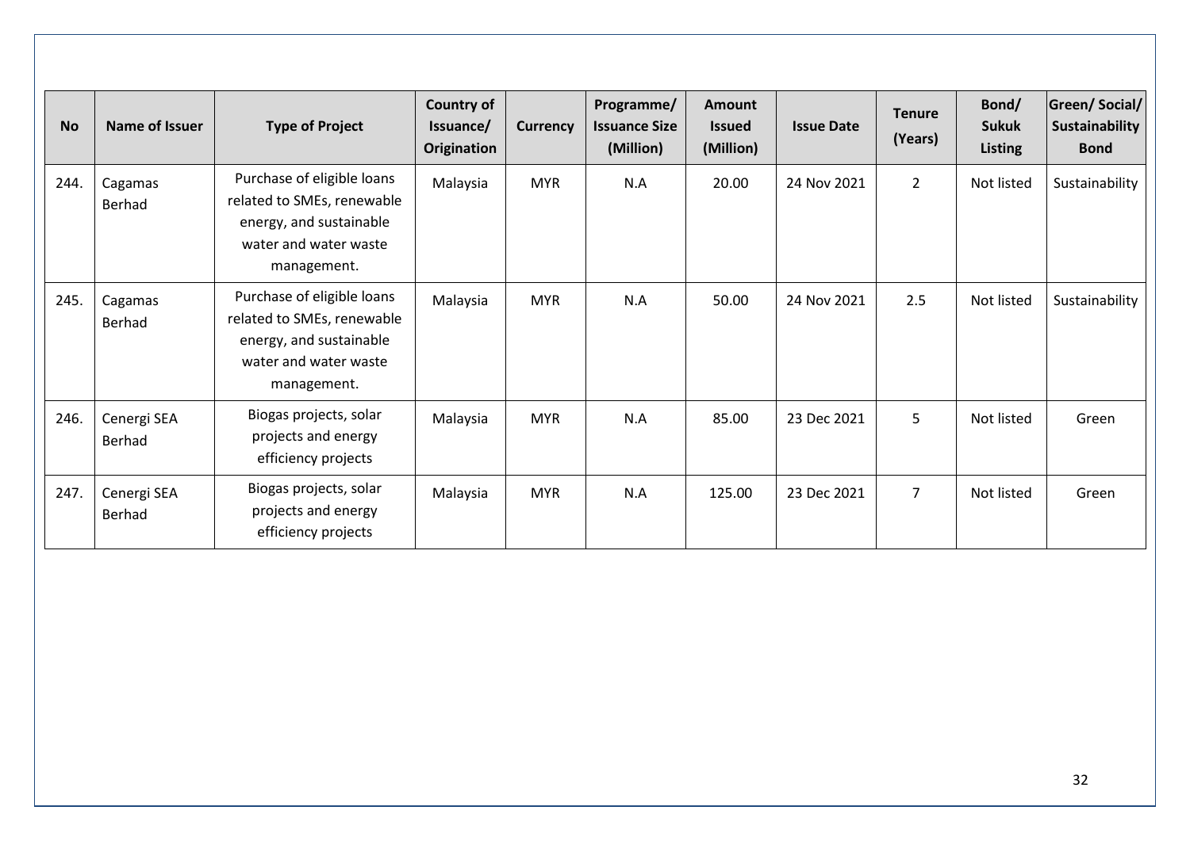| No | Name of Issuer | Type of Project | Country of Issuance/ Origination | Currency | Programme/ Issuance Size (Million) | Amount Issued (Million) | Issue Date | Tenure (Years) | Bond/ Sukuk Listing | Green/ Social/ Sustainability Bond |
|---|---|---|---|---|---|---|---|---|---|---|
| 244. | Cagamas Berhad | Purchase of eligible loans related to SMEs, renewable energy, and sustainable water and water waste management. | Malaysia | MYR | N.A | 20.00 | 24 Nov 2021 | 2 | Not listed | Sustainability |
| 245. | Cagamas Berhad | Purchase of eligible loans related to SMEs, renewable energy, and sustainable water and water waste management. | Malaysia | MYR | N.A | 50.00 | 24 Nov 2021 | 2.5 | Not listed | Sustainability |
| 246. | Cenergi SEA Berhad | Biogas projects, solar projects and energy efficiency projects | Malaysia | MYR | N.A | 85.00 | 23 Dec 2021 | 5 | Not listed | Green |
| 247. | Cenergi SEA Berhad | Biogas projects, solar projects and energy efficiency projects | Malaysia | MYR | N.A | 125.00 | 23 Dec 2021 | 7 | Not listed | Green |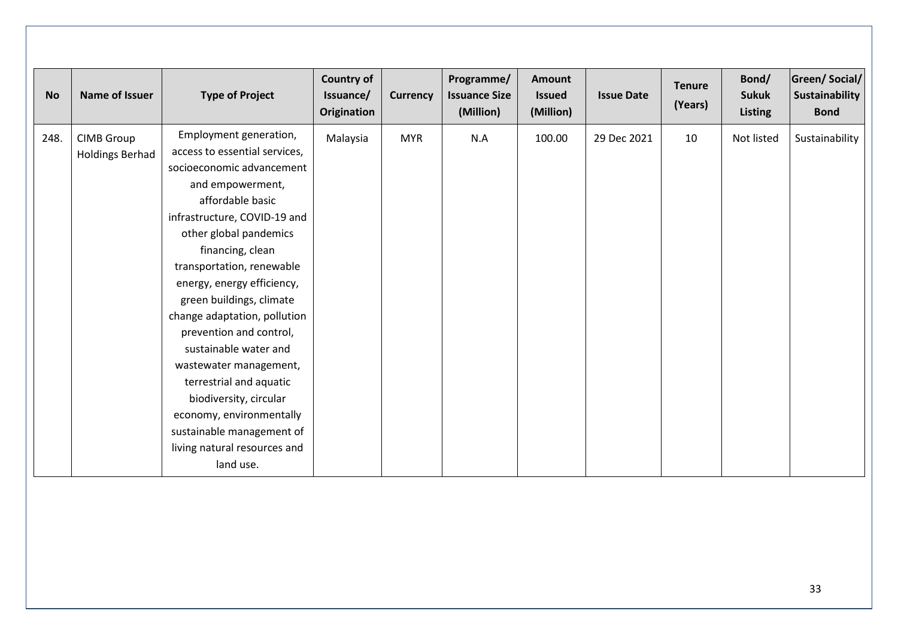| No | Name of Issuer | Type of Project | Country of Issuance/ Origination | Currency | Programme/ Issuance Size (Million) | Amount Issued (Million) | Issue Date | Tenure (Years) | Bond/ Sukuk Listing | Green/ Social/ Sustainability Bond |
|---|---|---|---|---|---|---|---|---|---|---|
| 248. | CIMB Group Holdings Berhad | Employment generation, access to essential services, socioeconomic advancement and empowerment, affordable basic infrastructure, COVID-19 and other global pandemics financing, clean transportation, renewable energy, energy efficiency, green buildings, climate change adaptation, pollution prevention and control, sustainable water and wastewater management, terrestrial and aquatic biodiversity, circular economy, environmentally sustainable management of living natural resources and land use. | Malaysia | MYR | N.A | 100.00 | 29 Dec 2021 | 10 | Not listed | Sustainability |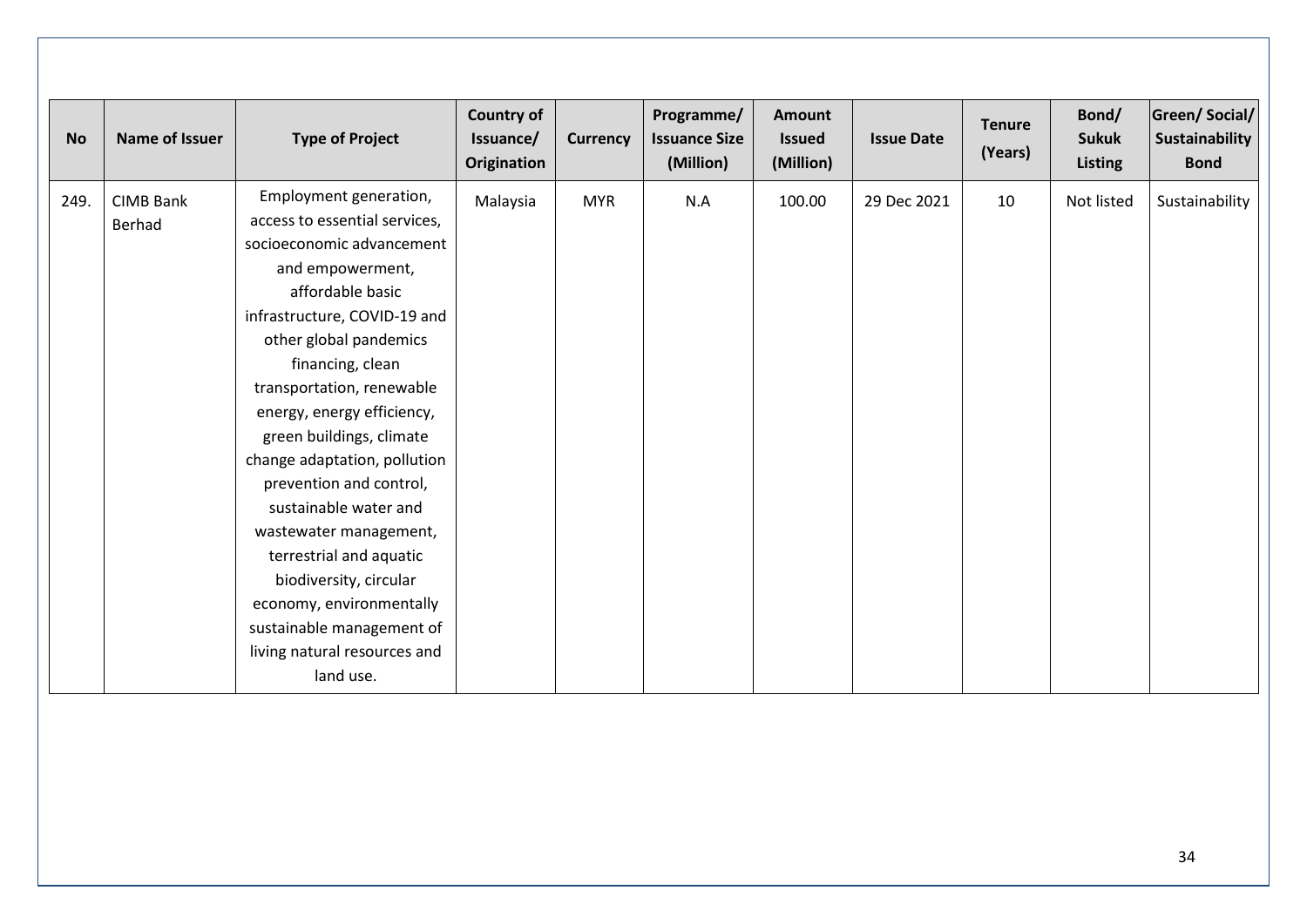| No | Name of Issuer | Type of Project | Country of Issuance/ Origination | Currency | Programme/ Issuance Size (Million) | Amount Issued (Million) | Issue Date | Tenure (Years) | Bond/ Sukuk Listing | Green/ Social/ Sustainability Bond |
|---|---|---|---|---|---|---|---|---|---|---|
| 249. | CIMB Bank Berhad | Employment generation, access to essential services, socioeconomic advancement and empowerment, affordable basic infrastructure, COVID-19 and other global pandemics financing, clean transportation, renewable energy, energy efficiency, green buildings, climate change adaptation, pollution prevention and control, sustainable water and wastewater management, terrestrial and aquatic biodiversity, circular economy, environmentally sustainable management of living natural resources and land use. | Malaysia | MYR | N.A | 100.00 | 29 Dec 2021 | 10 | Not listed | Sustainability |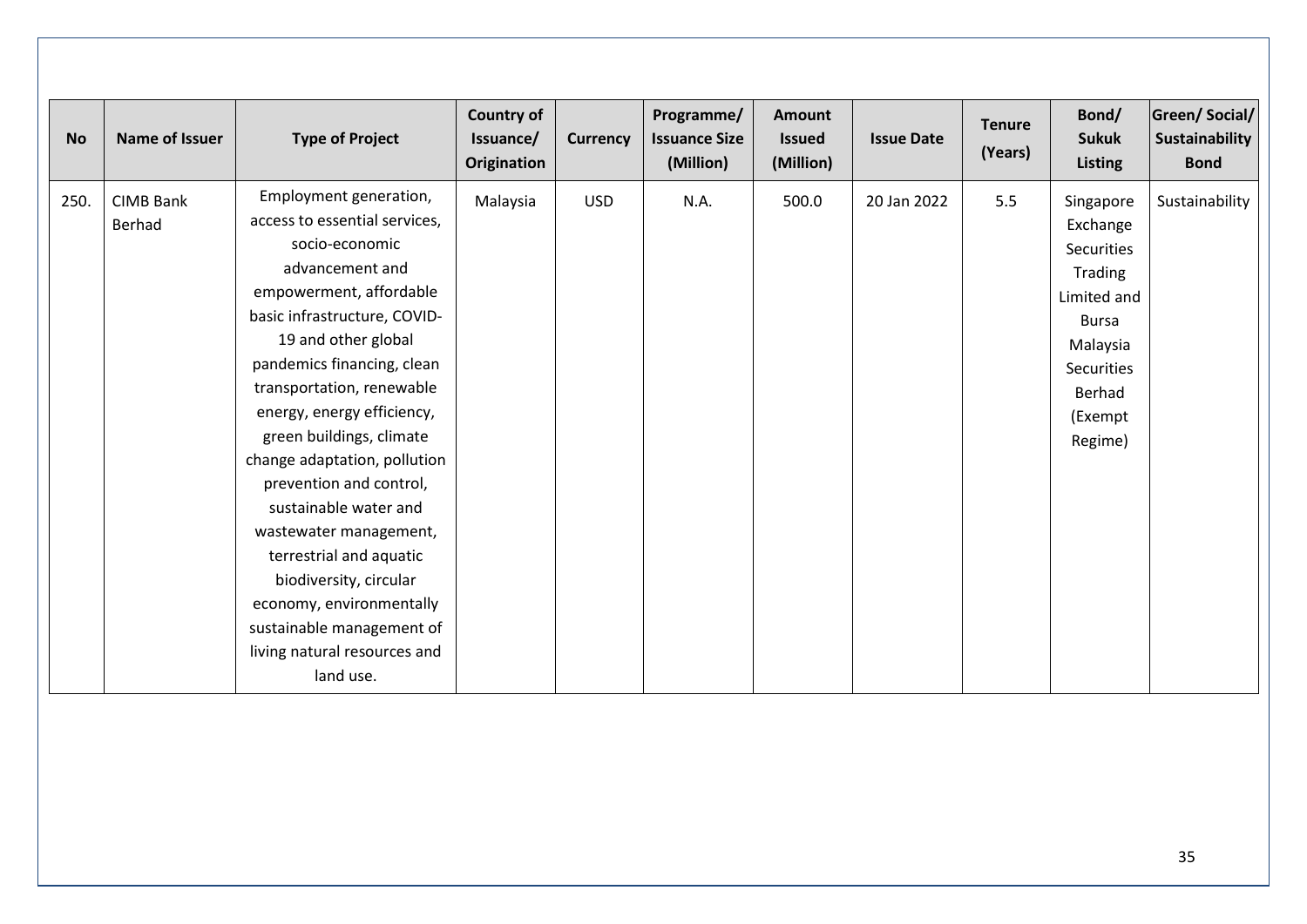| No | Name of Issuer | Type of Project | Country of Issuance/ Origination | Currency | Programme/ Issuance Size (Million) | Amount Issued (Million) | Issue Date | Tenure (Years) | Bond/ Sukuk Listing | Green/ Social/ Sustainability Bond |
|---|---|---|---|---|---|---|---|---|---|---|
| 250. | CIMB Bank Berhad | Employment generation, access to essential services, socio-economic advancement and empowerment, affordable basic infrastructure, COVID-19 and other global pandemics financing, clean transportation, renewable energy, energy efficiency, green buildings, climate change adaptation, pollution prevention and control, sustainable water and wastewater management, terrestrial and aquatic biodiversity, circular economy, environmentally sustainable management of living natural resources and land use. | Malaysia | USD | N.A. | 500.0 | 20 Jan 2022 | 5.5 | Singapore Exchange Securities Trading Limited and Bursa Malaysia Securities Berhad (Exempt Regime) | Sustainability |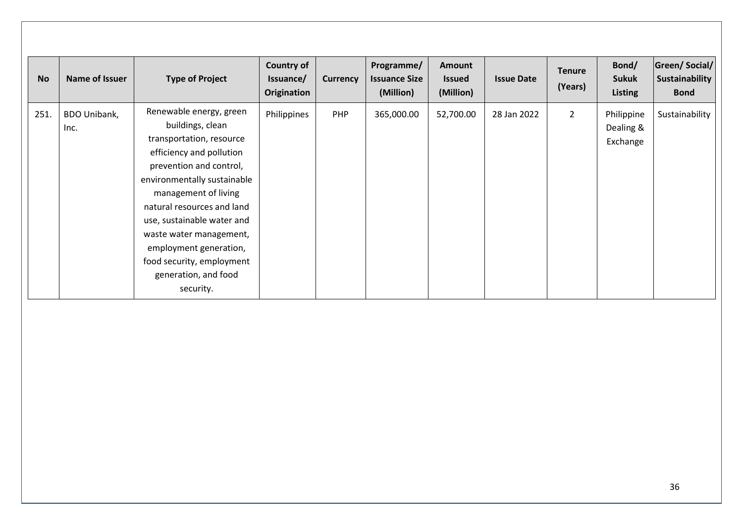| No | Name of Issuer | Type of Project | Country of Issuance/ Origination | Currency | Programme/ Issuance Size (Million) | Amount Issued (Million) | Issue Date | Tenure (Years) | Bond/ Sukuk Listing | Green/ Social/ Sustainability Bond |
|---|---|---|---|---|---|---|---|---|---|---|
| 251. | BDO Unibank, Inc. | Renewable energy, green buildings, clean transportation, resource efficiency and pollution prevention and control, environmentally sustainable management of living natural resources and land use, sustainable water and waste water management, employment generation, food security, employment generation, and food security. | Philippines | PHP | 365,000.00 | 52,700.00 | 28 Jan 2022 | 2 | Philippine Dealing & Exchange | Sustainability |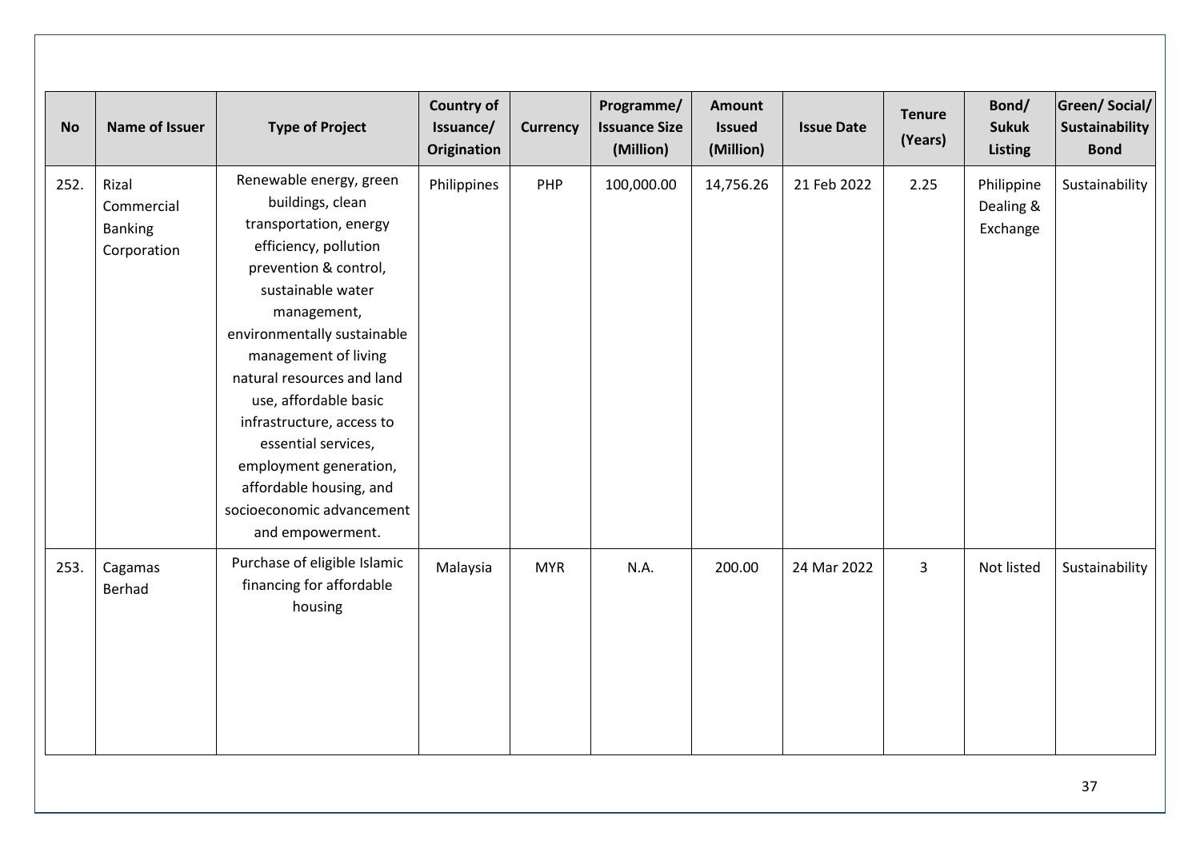| No | Name of Issuer | Type of Project | Country of Issuance/ Origination | Currency | Programme/ Issuance Size (Million) | Amount Issued (Million) | Issue Date | Tenure (Years) | Bond/ Sukuk Listing | Green/ Social/ Sustainability Bond |
|---|---|---|---|---|---|---|---|---|---|---|
| 252. | Rizal Commercial Banking Corporation | Renewable energy, green buildings, clean transportation, energy efficiency, pollution prevention & control, sustainable water management, environmentally sustainable management of living natural resources and land use, affordable basic infrastructure, access to essential services, employment generation, affordable housing, and socioeconomic advancement and empowerment. | Philippines | PHP | 100,000.00 | 14,756.26 | 21 Feb 2022 | 2.25 | Philippine Dealing & Exchange | Sustainability |
| 253. | Cagamas Berhad | Purchase of eligible Islamic financing for affordable housing | Malaysia | MYR | N.A. | 200.00 | 24 Mar 2022 | 3 | Not listed | Sustainability |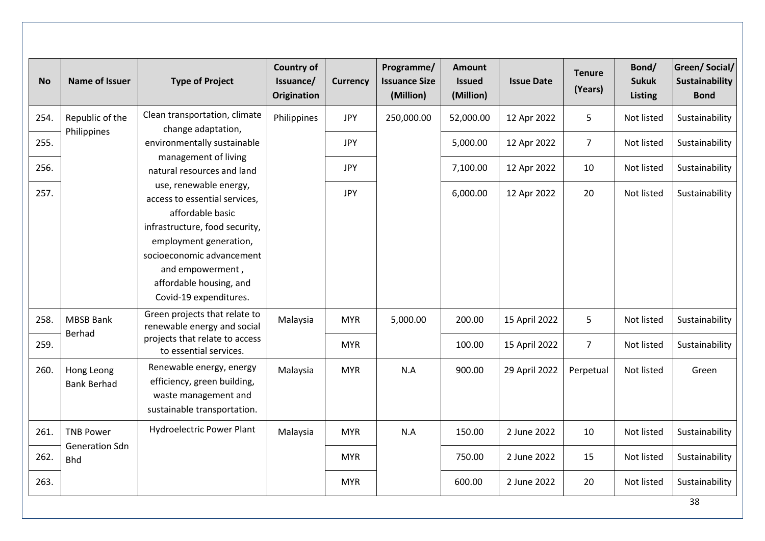| No | Name of Issuer | Type of Project | Country of Issuance/ Origination | Currency | Programme/ Issuance Size (Million) | Amount Issued (Million) | Issue Date | Tenure (Years) | Bond/ Sukuk Listing | Green/ Social/ Sustainability Bond |
|---|---|---|---|---|---|---|---|---|---|---|
| 254. | Republic of the Philippines | Clean transportation, climate change adaptation, environmentally sustainable management of living natural resources and land use, renewable energy, access to essential services, affordable basic infrastructure, food security, employment generation, socioeconomic advancement and empowerment , affordable housing, and Covid-19 expenditures. | Philippines | JPY | 250,000.00 | 52,000.00 | 12 Apr 2022 | 5 | Not listed | Sustainability |
| 255. | | | | JPY | | 5,000.00 | 12 Apr 2022 | 7 | Not listed | Sustainability |
| 256. | | | | JPY | | 7,100.00 | 12 Apr 2022 | 10 | Not listed | Sustainability |
| 257. | | | | JPY | | 6,000.00 | 12 Apr 2022 | 20 | Not listed | Sustainability |
| 258. | MBSB Bank Berhad | Green projects that relate to renewable energy and social projects that relate to access to essential services. | Malaysia | MYR | 5,000.00 | 200.00 | 15 April 2022 | 5 | Not listed | Sustainability |
| 259. | | | | MYR | | 100.00 | 15 April 2022 | 7 | Not listed | Sustainability |
| 260. | Hong Leong Bank Berhad | Renewable energy, energy efficiency, green building, waste management and sustainable transportation. | Malaysia | MYR | N.A | 900.00 | 29 April 2022 | Perpetual | Not listed | Green |
| 261. | TNB Power Generation Sdn Bhd | Hydroelectric Power Plant | Malaysia | MYR | N.A | 150.00 | 2 June 2022 | 10 | Not listed | Sustainability |
| 262. | | | | MYR | | 750.00 | 2 June 2022 | 15 | Not listed | Sustainability |
| 263. | | | | MYR | | 600.00 | 2 June 2022 | 20 | Not listed | Sustainability |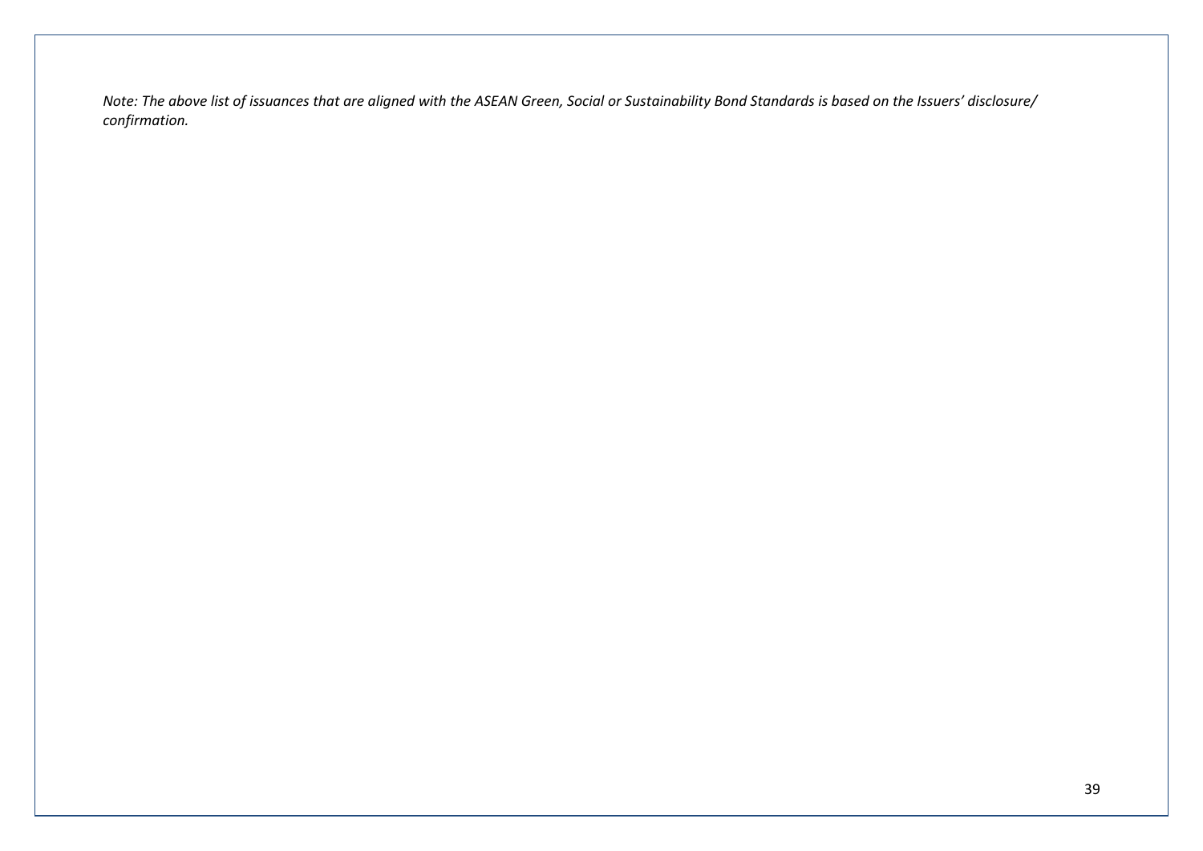*Note: The above list of issuances that are aligned with the ASEAN Green, Social or Sustainability Bond Standards is based on the Issuers' disclosure/ confirmation.*